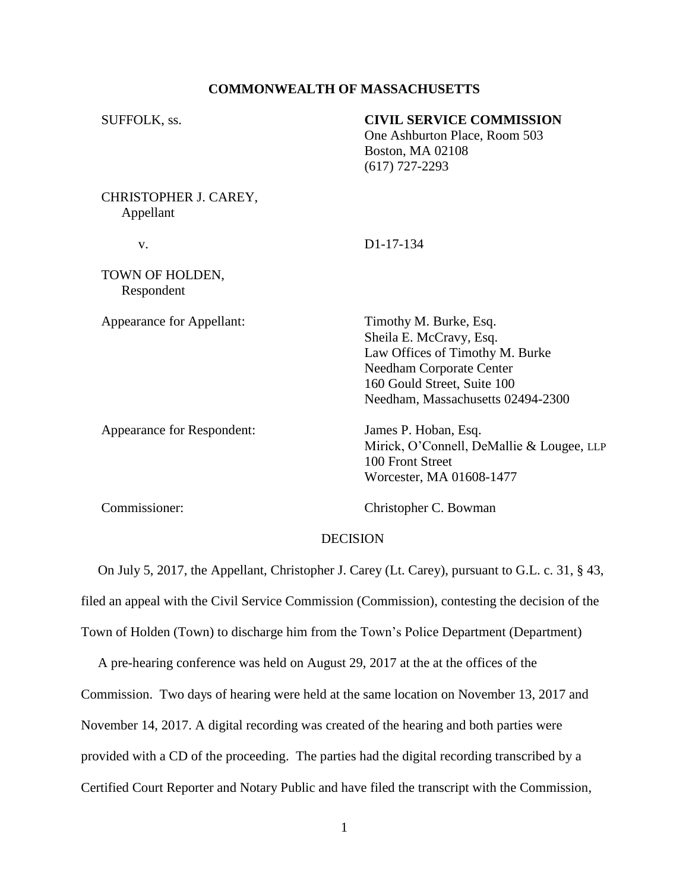**COMMONWEALTH OF MASSACHUSETTS**

SUFFOLK, ss.

**CIVIL SERVICE COMMISSION**
One Ashburton Place, Room 503
Boston, MA 02108
(617) 727-2293

CHRISTOPHER J. CAREY,
Appellant

v. D1-17-134

TOWN OF HOLDEN,
Respondent

Appearance for Appellant: Timothy M. Burke, Esq.
Sheila E. McCravy, Esq.
Law Offices of Timothy M. Burke
Needham Corporate Center
160 Gould Street, Suite 100
Needham, Massachusetts 02494-2300

Appearance for Respondent: James P. Hoban, Esq.
Mirick, O'Connell, DeMallie & Lougee, LLP
100 Front Street
Worcester, MA 01608-1477

Commissioner: Christopher C. Bowman

DECISION

On July 5, 2017, the Appellant, Christopher J. Carey (Lt. Carey), pursuant to G.L. c. 31, § 43, filed an appeal with the Civil Service Commission (Commission), contesting the decision of the Town of Holden (Town) to discharge him from the Town's Police Department (Department)

A pre-hearing conference was held on August 29, 2017 at the at the offices of the Commission. Two days of hearing were held at the same location on November 13, 2017 and November 14, 2017. A digital recording was created of the hearing and both parties were provided with a CD of the proceeding. The parties had the digital recording transcribed by a Certified Court Reporter and Notary Public and have filed the transcript with the Commission,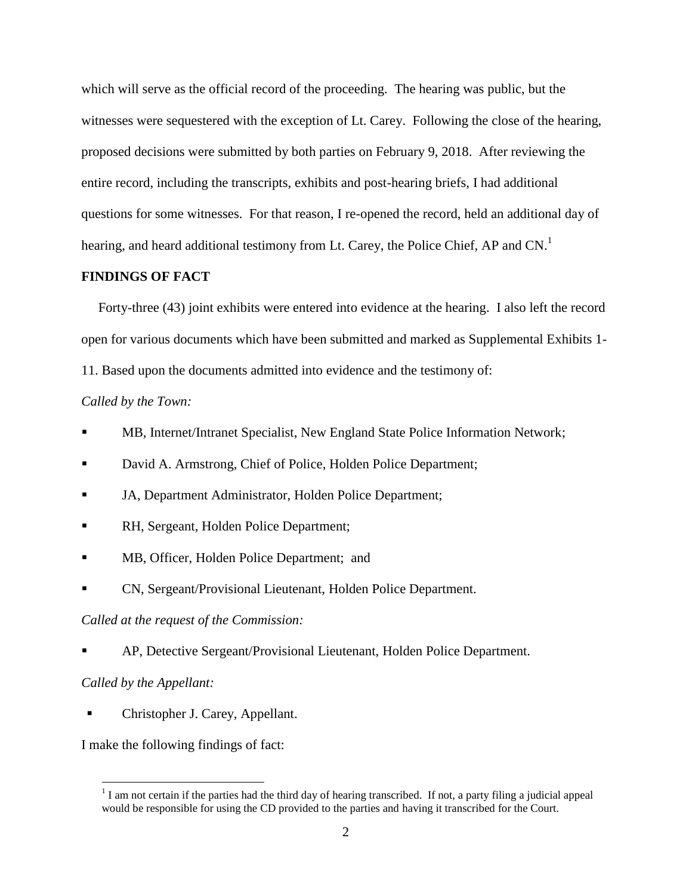which will serve as the official record of the proceeding. The hearing was public, but the witnesses were sequestered with the exception of Lt. Carey. Following the close of the hearing, proposed decisions were submitted by both parties on February 9, 2018. After reviewing the entire record, including the transcripts, exhibits and post-hearing briefs, I had additional questions for some witnesses. For that reason, I re-opened the record, held an additional day of hearing, and heard additional testimony from Lt. Carey, the Police Chief, AP and CN.[1]

**FINDINGS OF FACT**

Forty-three (43) joint exhibits were entered into evidence at the hearing. I also left the record open for various documents which have been submitted and marked as Supplemental Exhibits 1-11. Based upon the documents admitted into evidence and the testimony of:

*Called by the Town:*

- MB, Internet/Intranet Specialist, New England State Police Information Network;
- David A. Armstrong, Chief of Police, Holden Police Department;
- JA, Department Administrator, Holden Police Department;
- RH, Sergeant, Holden Police Department;
- MB, Officer, Holden Police Department; and
- CN, Sergeant/Provisional Lieutenant, Holden Police Department.

*Called at the request of the Commission:*

- AP, Detective Sergeant/Provisional Lieutenant, Holden Police Department.

*Called by the Appellant:*

- Christopher J. Carey, Appellant.

I make the following findings of fact:

[1] I am not certain if the parties had the third day of hearing transcribed. If not, a party filing a judicial appeal would be responsible for using the CD provided to the parties and having it transcribed for the Court.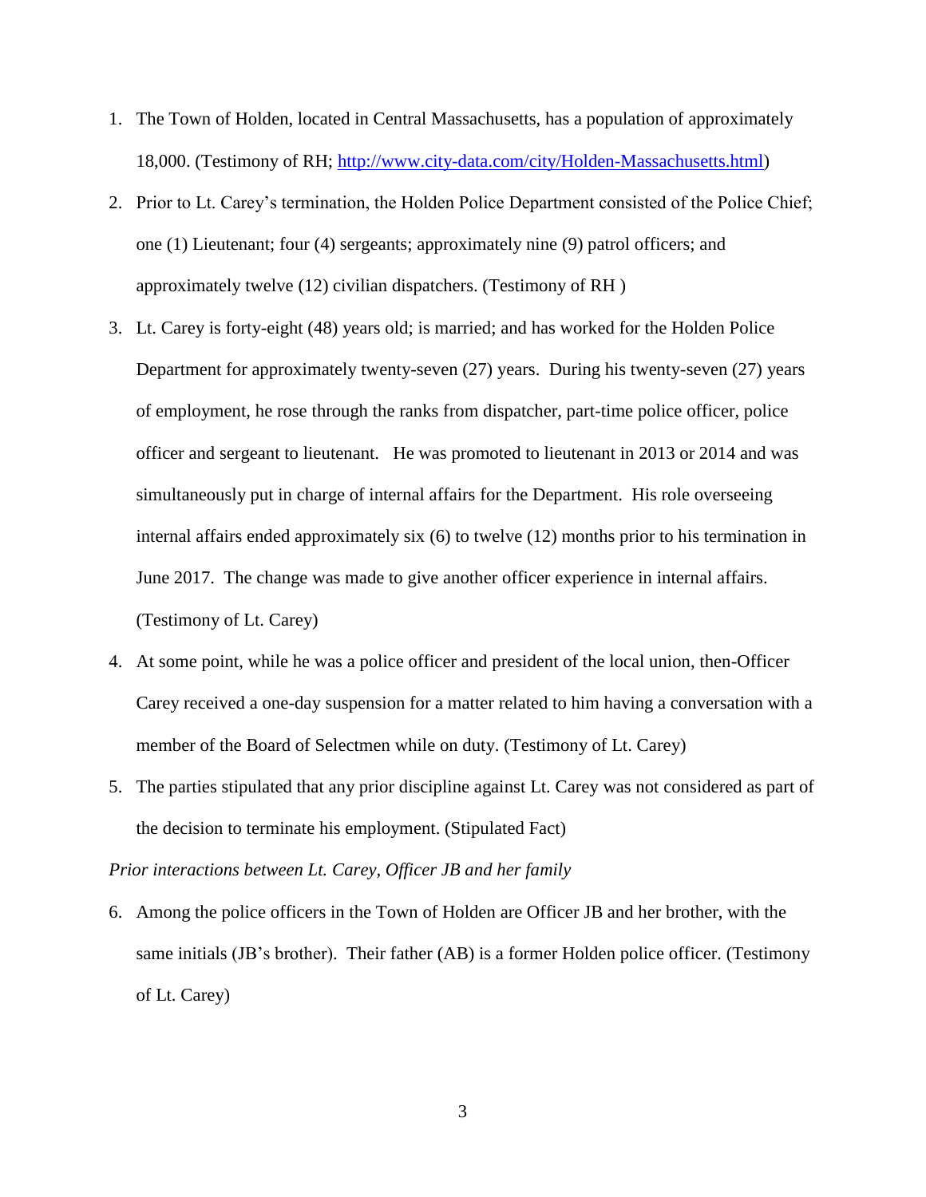1. The Town of Holden, located in Central Massachusetts, has a population of approximately 18,000. (Testimony of RH; http://www.city-data.com/city/Holden-Massachusetts.html)

2. Prior to Lt. Carey's termination, the Holden Police Department consisted of the Police Chief; one (1) Lieutenant; four (4) sergeants; approximately nine (9) patrol officers; and approximately twelve (12) civilian dispatchers. (Testimony of RH )

3. Lt. Carey is forty-eight (48) years old; is married; and has worked for the Holden Police Department for approximately twenty-seven (27) years. During his twenty-seven (27) years of employment, he rose through the ranks from dispatcher, part-time police officer, police officer and sergeant to lieutenant. He was promoted to lieutenant in 2013 or 2014 and was simultaneously put in charge of internal affairs for the Department. His role overseeing internal affairs ended approximately six (6) to twelve (12) months prior to his termination in June 2017. The change was made to give another officer experience in internal affairs. (Testimony of Lt. Carey)

4. At some point, while he was a police officer and president of the local union, then-Officer Carey received a one-day suspension for a matter related to him having a conversation with a member of the Board of Selectmen while on duty. (Testimony of Lt. Carey)

5. The parties stipulated that any prior discipline against Lt. Carey was not considered as part of the decision to terminate his employment. (Stipulated Fact)

*Prior interactions between Lt. Carey, Officer JB and her family*

6. Among the police officers in the Town of Holden are Officer JB and her brother, with the same initials (JB's brother). Their father (AB) is a former Holden police officer. (Testimony of Lt. Carey)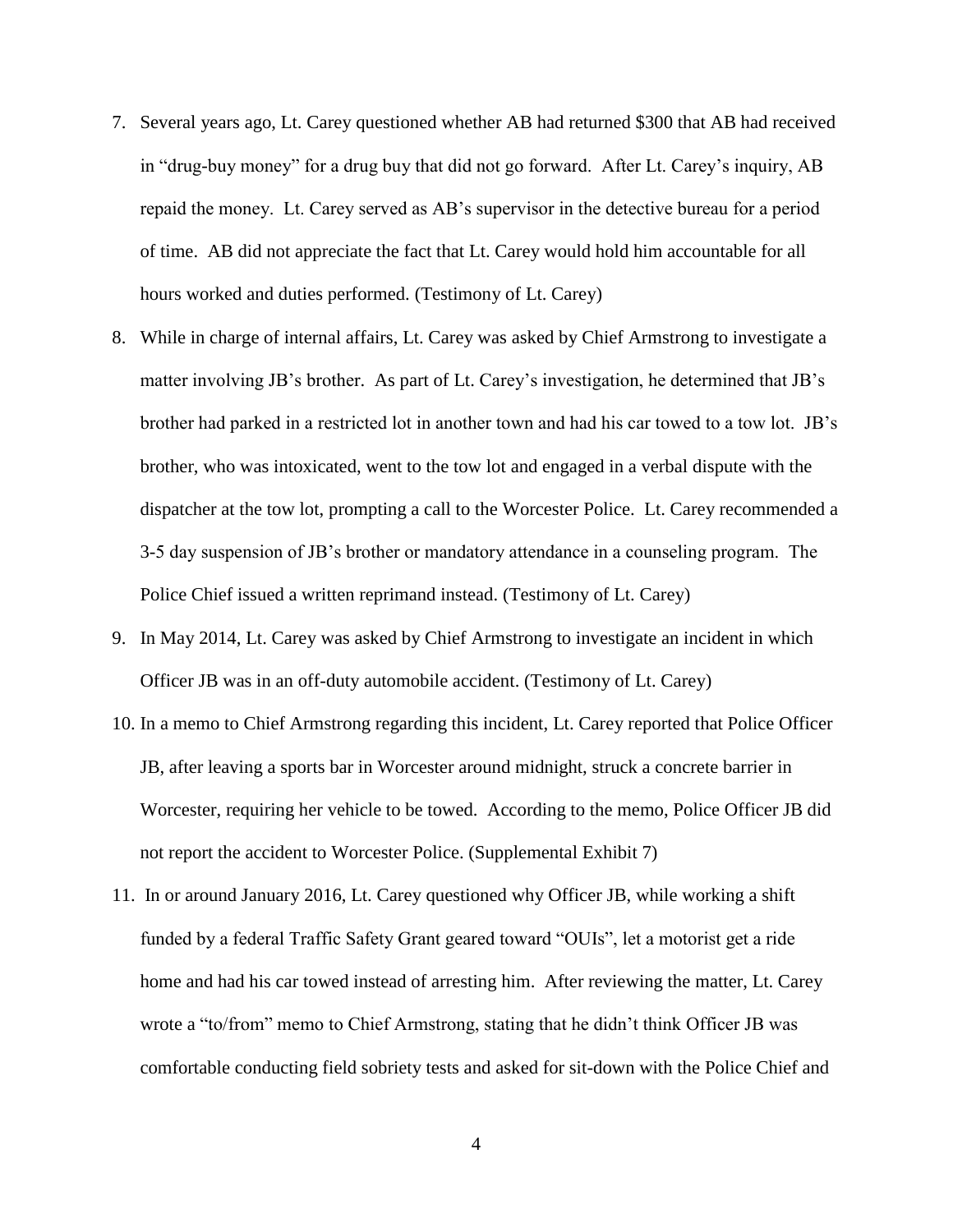7. Several years ago, Lt. Carey questioned whether AB had returned $300 that AB had received in "drug-buy money" for a drug buy that did not go forward. After Lt. Carey's inquiry, AB repaid the money. Lt. Carey served as AB's supervisor in the detective bureau for a period of time. AB did not appreciate the fact that Lt. Carey would hold him accountable for all hours worked and duties performed. (Testimony of Lt. Carey)
8. While in charge of internal affairs, Lt. Carey was asked by Chief Armstrong to investigate a matter involving JB's brother. As part of Lt. Carey's investigation, he determined that JB's brother had parked in a restricted lot in another town and had his car towed to a tow lot. JB's brother, who was intoxicated, went to the tow lot and engaged in a verbal dispute with the dispatcher at the tow lot, prompting a call to the Worcester Police. Lt. Carey recommended a 3-5 day suspension of JB's brother or mandatory attendance in a counseling program. The Police Chief issued a written reprimand instead. (Testimony of Lt. Carey)
9. In May 2014, Lt. Carey was asked by Chief Armstrong to investigate an incident in which Officer JB was in an off-duty automobile accident. (Testimony of Lt. Carey)
10. In a memo to Chief Armstrong regarding this incident, Lt. Carey reported that Police Officer JB, after leaving a sports bar in Worcester around midnight, struck a concrete barrier in Worcester, requiring her vehicle to be towed. According to the memo, Police Officer JB did not report the accident to Worcester Police. (Supplemental Exhibit 7)
11. In or around January 2016, Lt. Carey questioned why Officer JB, while working a shift funded by a federal Traffic Safety Grant geared toward "OUIs", let a motorist get a ride home and had his car towed instead of arresting him. After reviewing the matter, Lt. Carey wrote a "to/from" memo to Chief Armstrong, stating that he didn't think Officer JB was comfortable conducting field sobriety tests and asked for sit-down with the Police Chief and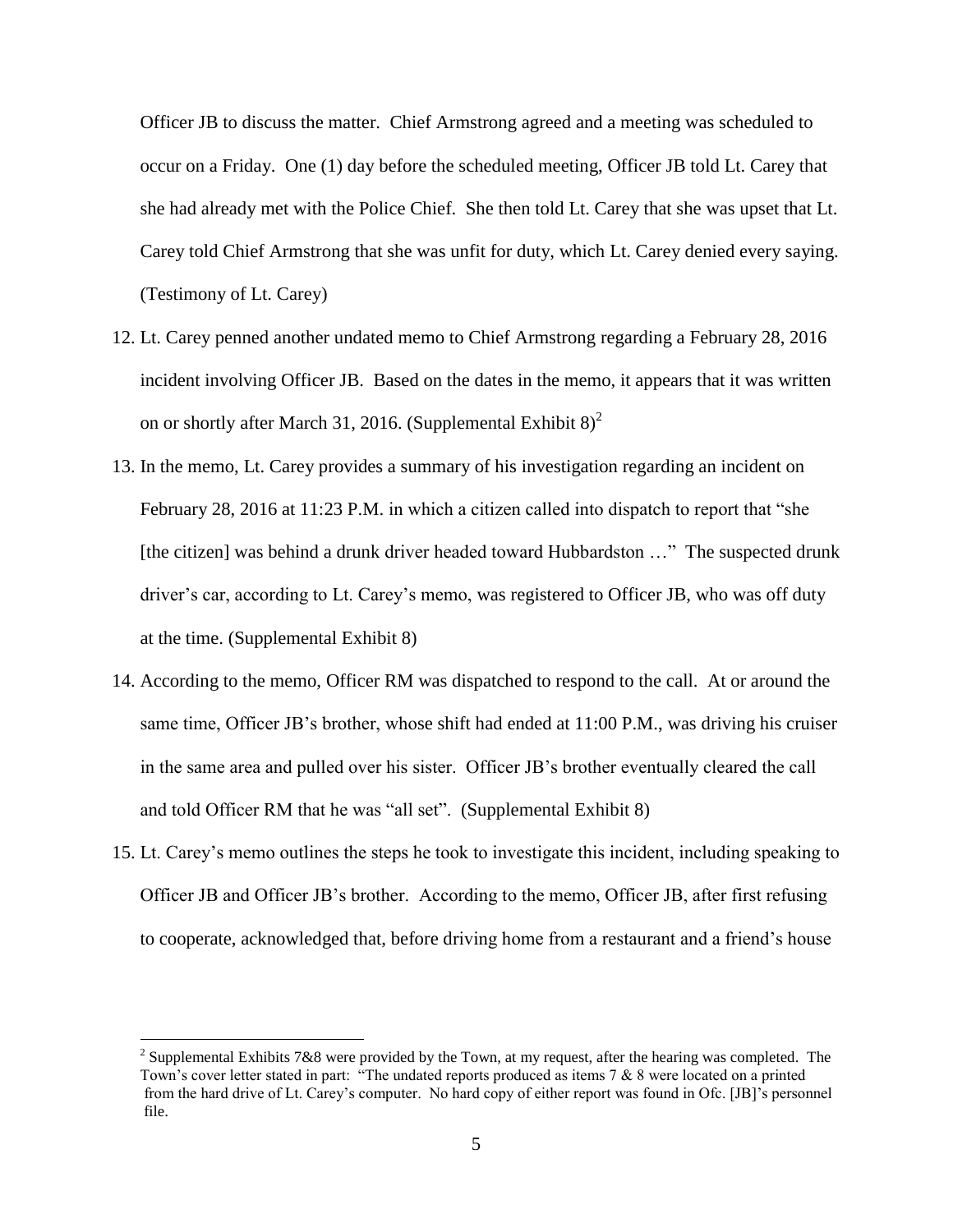Officer JB to discuss the matter. Chief Armstrong agreed and a meeting was scheduled to occur on a Friday. One (1) day before the scheduled meeting, Officer JB told Lt. Carey that she had already met with the Police Chief. She then told Lt. Carey that she was upset that Lt. Carey told Chief Armstrong that she was unfit for duty, which Lt. Carey denied every saying. (Testimony of Lt. Carey)

12. Lt. Carey penned another undated memo to Chief Armstrong regarding a February 28, 2016 incident involving Officer JB. Based on the dates in the memo, it appears that it was written on or shortly after March 31, 2016. (Supplemental Exhibit 8)[2]

13. In the memo, Lt. Carey provides a summary of his investigation regarding an incident on February 28, 2016 at 11:23 P.M. in which a citizen called into dispatch to report that "she [the citizen] was behind a drunk driver headed toward Hubbardston …" The suspected drunk driver's car, according to Lt. Carey's memo, was registered to Officer JB, who was off duty at the time. (Supplemental Exhibit 8)

14. According to the memo, Officer RM was dispatched to respond to the call. At or around the same time, Officer JB's brother, whose shift had ended at 11:00 P.M., was driving his cruiser in the same area and pulled over his sister. Officer JB's brother eventually cleared the call and told Officer RM that he was "all set". (Supplemental Exhibit 8)

15. Lt. Carey's memo outlines the steps he took to investigate this incident, including speaking to Officer JB and Officer JB's brother. According to the memo, Officer JB, after first refusing to cooperate, acknowledged that, before driving home from a restaurant and a friend's house

---

[2] Supplemental Exhibits 7&8 were provided by the Town, at my request, after the hearing was completed. The Town's cover letter stated in part: "The undated reports produced as items 7 & 8 were located on a printed from the hard drive of Lt. Carey's computer. No hard copy of either report was found in Ofc. [JB]'s personnel file.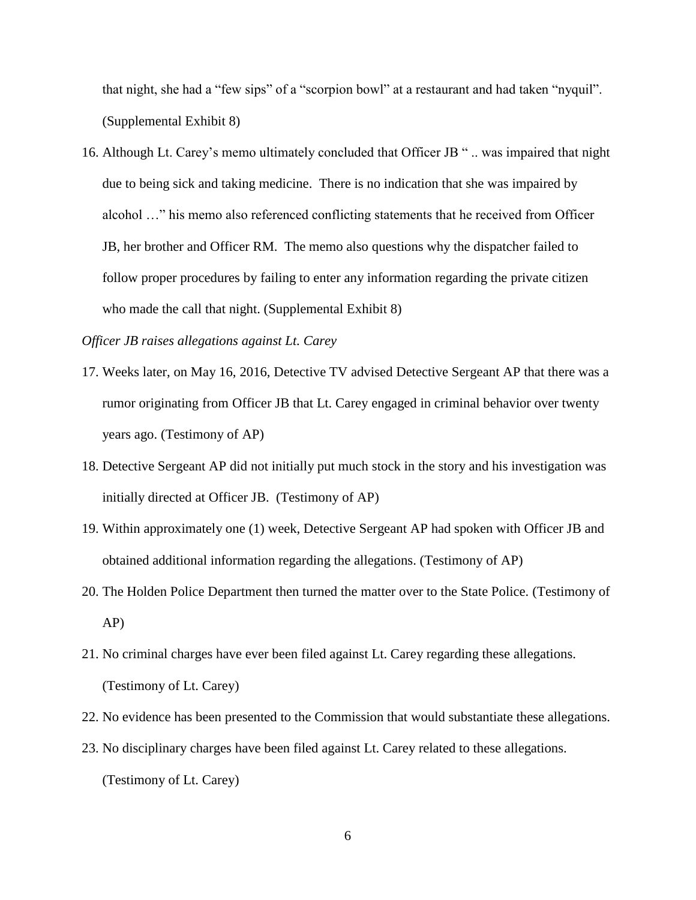that night, she had a "few sips" of a "scorpion bowl" at a restaurant and had taken "nyquil". (Supplemental Exhibit 8)

16. Although Lt. Carey's memo ultimately concluded that Officer JB " .. was impaired that night due to being sick and taking medicine. There is no indication that she was impaired by alcohol …" his memo also referenced conflicting statements that he received from Officer JB, her brother and Officer RM. The memo also questions why the dispatcher failed to follow proper procedures by failing to enter any information regarding the private citizen who made the call that night. (Supplemental Exhibit 8)

*Officer JB raises allegations against Lt. Carey*

17. Weeks later, on May 16, 2016, Detective TV advised Detective Sergeant AP that there was a rumor originating from Officer JB that Lt. Carey engaged in criminal behavior over twenty years ago. (Testimony of AP)
18. Detective Sergeant AP did not initially put much stock in the story and his investigation was initially directed at Officer JB. (Testimony of AP)
19. Within approximately one (1) week, Detective Sergeant AP had spoken with Officer JB and obtained additional information regarding the allegations. (Testimony of AP)
20. The Holden Police Department then turned the matter over to the State Police. (Testimony of AP)
21. No criminal charges have ever been filed against Lt. Carey regarding these allegations. (Testimony of Lt. Carey)
22. No evidence has been presented to the Commission that would substantiate these allegations.
23. No disciplinary charges have been filed against Lt. Carey related to these allegations. (Testimony of Lt. Carey)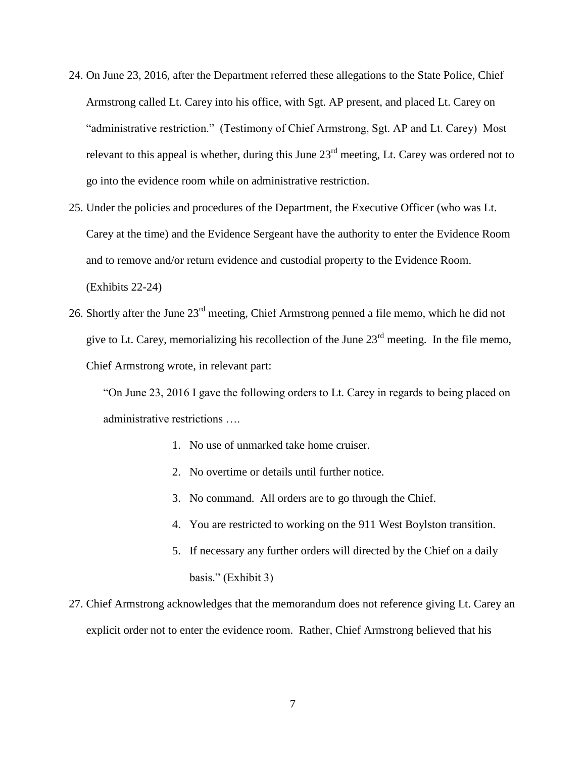24. On June 23, 2016, after the Department referred these allegations to the State Police, Chief Armstrong called Lt. Carey into his office, with Sgt. AP present, and placed Lt. Carey on "administrative restriction." (Testimony of Chief Armstrong, Sgt. AP and Lt. Carey) Most relevant to this appeal is whether, during this June 23rd meeting, Lt. Carey was ordered not to go into the evidence room while on administrative restriction.

25. Under the policies and procedures of the Department, the Executive Officer (who was Lt. Carey at the time) and the Evidence Sergeant have the authority to enter the Evidence Room and to remove and/or return evidence and custodial property to the Evidence Room. (Exhibits 22-24)

26. Shortly after the June 23rd meeting, Chief Armstrong penned a file memo, which he did not give to Lt. Carey, memorializing his recollection of the June 23rd meeting. In the file memo, Chief Armstrong wrote, in relevant part:

    "On June 23, 2016 I gave the following orders to Lt. Carey in regards to being placed on administrative restrictions ….

    1. No use of unmarked take home cruiser.
    2. No overtime or details until further notice.
    3. No command. All orders are to go through the Chief.
    4. You are restricted to working on the 911 West Boylston transition.
    5. If necessary any further orders will directed by the Chief on a daily basis." (Exhibit 3)

27. Chief Armstrong acknowledges that the memorandum does not reference giving Lt. Carey an explicit order not to enter the evidence room. Rather, Chief Armstrong believed that his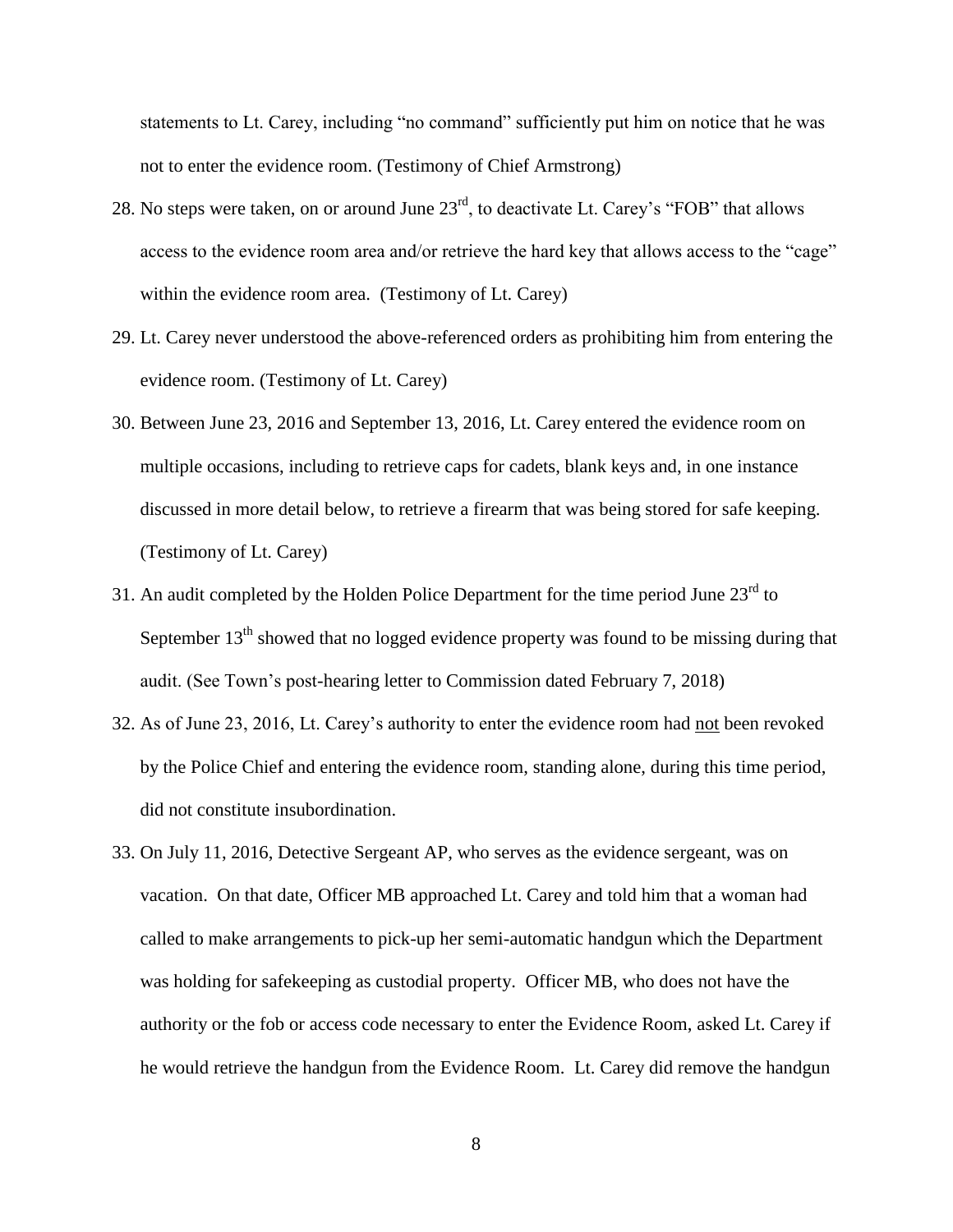statements to Lt. Carey, including "no command" sufficiently put him on notice that he was not to enter the evidence room. (Testimony of Chief Armstrong)

28. No steps were taken, on or around June 23rd, to deactivate Lt. Carey's "FOB" that allows access to the evidence room area and/or retrieve the hard key that allows access to the "cage" within the evidence room area. (Testimony of Lt. Carey)
29. Lt. Carey never understood the above-referenced orders as prohibiting him from entering the evidence room. (Testimony of Lt. Carey)
30. Between June 23, 2016 and September 13, 2016, Lt. Carey entered the evidence room on multiple occasions, including to retrieve caps for cadets, blank keys and, in one instance discussed in more detail below, to retrieve a firearm that was being stored for safe keeping. (Testimony of Lt. Carey)
31. An audit completed by the Holden Police Department for the time period June 23rd to September 13th showed that no logged evidence property was found to be missing during that audit. (See Town's post-hearing letter to Commission dated February 7, 2018)
32. As of June 23, 2016, Lt. Carey's authority to enter the evidence room had <u>not</u> been revoked by the Police Chief and entering the evidence room, standing alone, during this time period, did not constitute insubordination.
33. On July 11, 2016, Detective Sergeant AP, who serves as the evidence sergeant, was on vacation. On that date, Officer MB approached Lt. Carey and told him that a woman had called to make arrangements to pick-up her semi-automatic handgun which the Department was holding for safekeeping as custodial property. Officer MB, who does not have the authority or the fob or access code necessary to enter the Evidence Room, asked Lt. Carey if he would retrieve the handgun from the Evidence Room. Lt. Carey did remove the handgun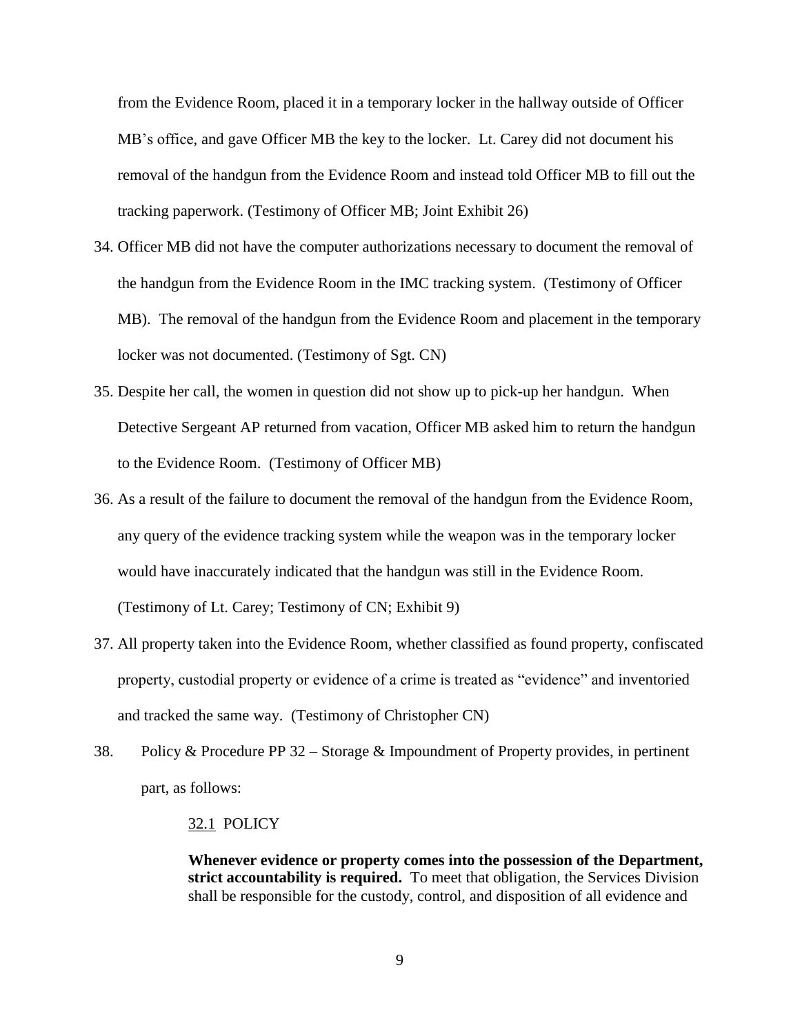from the Evidence Room, placed it in a temporary locker in the hallway outside of Officer MB's office, and gave Officer MB the key to the locker. Lt. Carey did not document his removal of the handgun from the Evidence Room and instead told Officer MB to fill out the tracking paperwork. (Testimony of Officer MB; Joint Exhibit 26)

34. Officer MB did not have the computer authorizations necessary to document the removal of the handgun from the Evidence Room in the IMC tracking system. (Testimony of Officer MB). The removal of the handgun from the Evidence Room and placement in the temporary locker was not documented. (Testimony of Sgt. CN)

35. Despite her call, the women in question did not show up to pick-up her handgun. When Detective Sergeant AP returned from vacation, Officer MB asked him to return the handgun to the Evidence Room. (Testimony of Officer MB)

36. As a result of the failure to document the removal of the handgun from the Evidence Room, any query of the evidence tracking system while the weapon was in the temporary locker would have inaccurately indicated that the handgun was still in the Evidence Room. (Testimony of Lt. Carey; Testimony of CN; Exhibit 9)

37. All property taken into the Evidence Room, whether classified as found property, confiscated property, custodial property or evidence of a crime is treated as "evidence" and inventoried and tracked the same way. (Testimony of Christopher CN)

38. Policy & Procedure PP 32 – Storage & Impoundment of Property provides, in pertinent part, as follows:

> <u>32.1</u> POLICY
>
> **Whenever evidence or property comes into the possession of the Department, strict accountability is required.** To meet that obligation, the Services Division shall be responsible for the custody, control, and disposition of all evidence and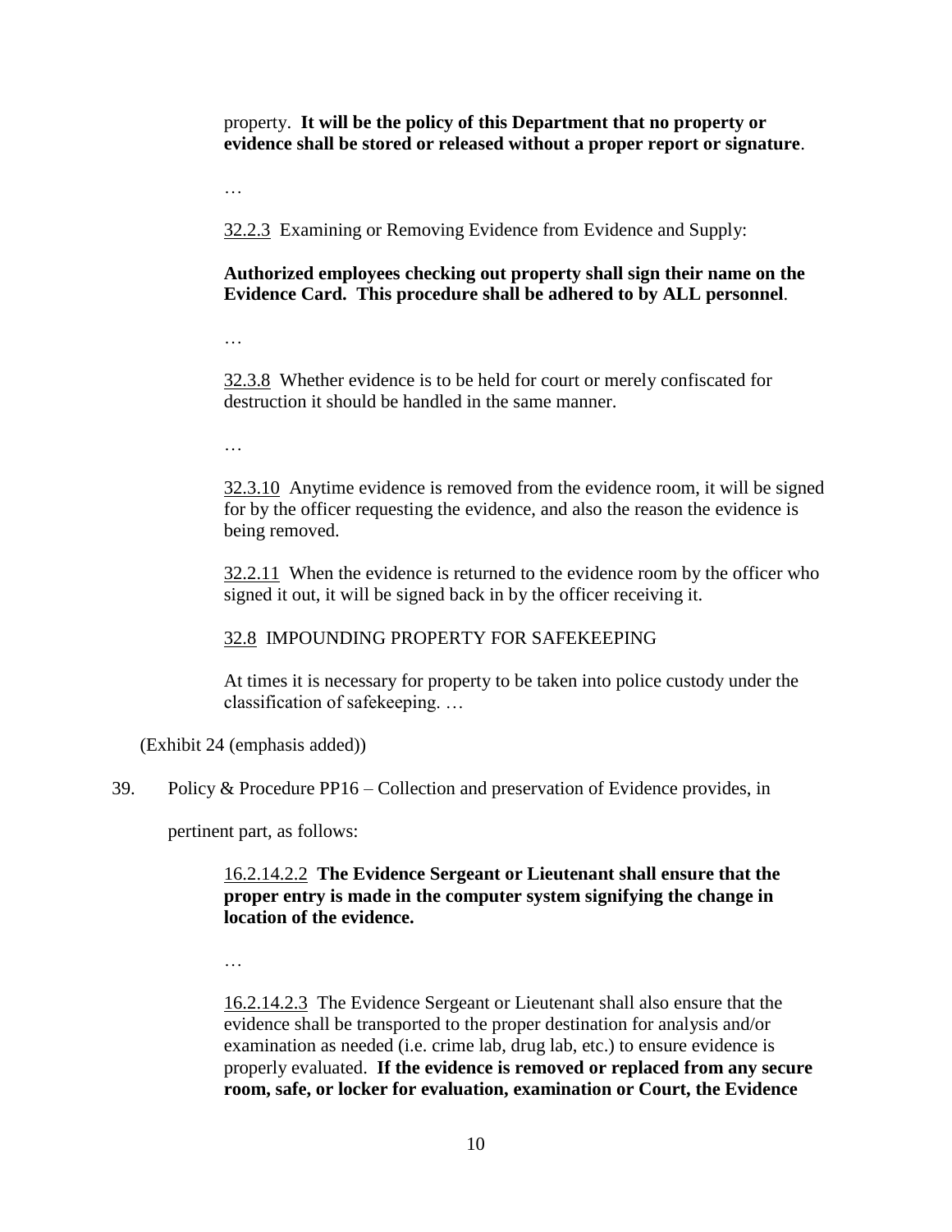property. **It will be the policy of this Department that no property or evidence shall be stored or released without a proper report or signature**.

…

32.2.3 Examining or Removing Evidence from Evidence and Supply:

**Authorized employees checking out property shall sign their name on the Evidence Card. This procedure shall be adhered to by ALL personnel**.

…

32.3.8 Whether evidence is to be held for court or merely confiscated for destruction it should be handled in the same manner.

…

32.3.10 Anytime evidence is removed from the evidence room, it will be signed for by the officer requesting the evidence, and also the reason the evidence is being removed.

32.2.11 When the evidence is returned to the evidence room by the officer who signed it out, it will be signed back in by the officer receiving it.

32.8 IMPOUNDING PROPERTY FOR SAFEKEEPING

At times it is necessary for property to be taken into police custody under the classification of safekeeping. …

(Exhibit 24 (emphasis added))

39. Policy & Procedure PP16 – Collection and preservation of Evidence provides, in pertinent part, as follows:

16.2.14.2.2 **The Evidence Sergeant or Lieutenant shall ensure that the proper entry is made in the computer system signifying the change in location of the evidence.**

…

16.2.14.2.3 The Evidence Sergeant or Lieutenant shall also ensure that the evidence shall be transported to the proper destination for analysis and/or examination as needed (i.e. crime lab, drug lab, etc.) to ensure evidence is properly evaluated. **If the evidence is removed or replaced from any secure room, safe, or locker for evaluation, examination or Court, the Evidence**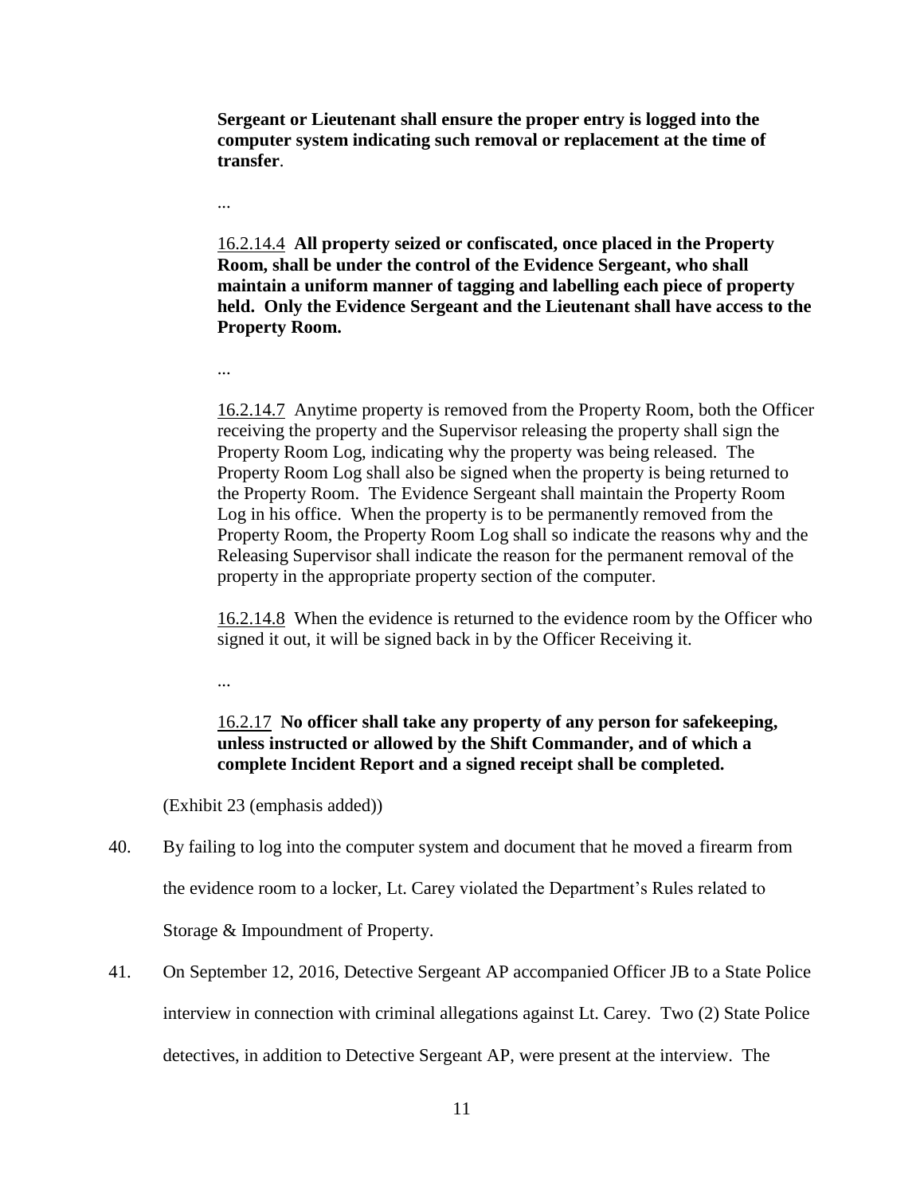**Sergeant or Lieutenant shall ensure the proper entry is logged into the computer system indicating such removal or replacement at the time of transfer**.

...

16.2.14.4 **All property seized or confiscated, once placed in the Property Room, shall be under the control of the Evidence Sergeant, who shall maintain a uniform manner of tagging and labelling each piece of property held. Only the Evidence Sergeant and the Lieutenant shall have access to the Property Room.**

...

16.2.14.7 Anytime property is removed from the Property Room, both the Officer receiving the property and the Supervisor releasing the property shall sign the Property Room Log, indicating why the property was being released. The Property Room Log shall also be signed when the property is being returned to the Property Room. The Evidence Sergeant shall maintain the Property Room Log in his office. When the property is to be permanently removed from the Property Room, the Property Room Log shall so indicate the reasons why and the Releasing Supervisor shall indicate the reason for the permanent removal of the property in the appropriate property section of the computer.

16.2.14.8 When the evidence is returned to the evidence room by the Officer who signed it out, it will be signed back in by the Officer Receiving it.

...

16.2.17 **No officer shall take any property of any person for safekeeping, unless instructed or allowed by the Shift Commander, and of which a complete Incident Report and a signed receipt shall be completed.**

(Exhibit 23 (emphasis added))

40. By failing to log into the computer system and document that he moved a firearm from the evidence room to a locker, Lt. Carey violated the Department's Rules related to Storage & Impoundment of Property.

41. On September 12, 2016, Detective Sergeant AP accompanied Officer JB to a State Police interview in connection with criminal allegations against Lt. Carey. Two (2) State Police detectives, in addition to Detective Sergeant AP, were present at the interview. The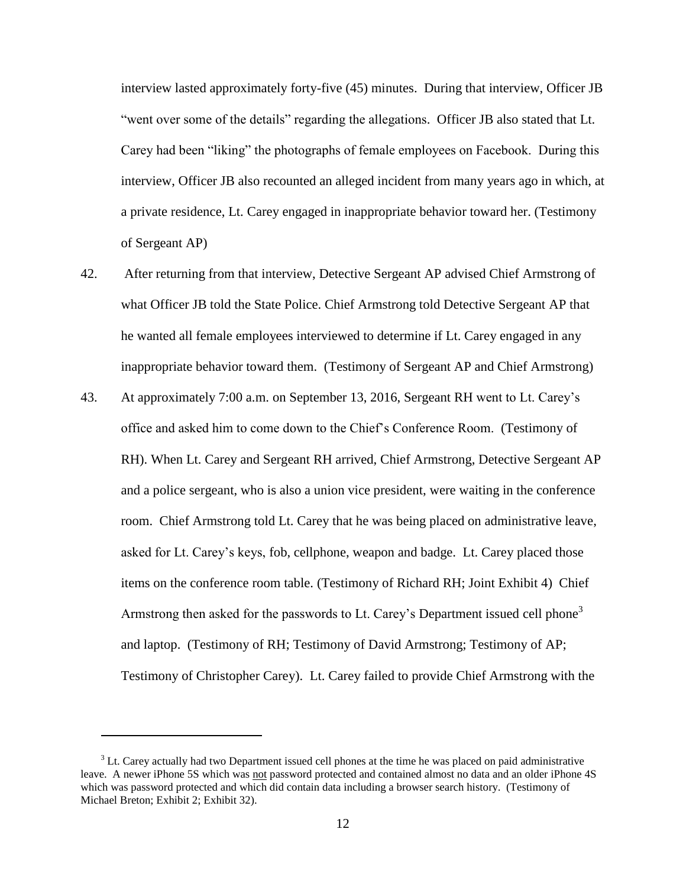interview lasted approximately forty-five (45) minutes. During that interview, Officer JB "went over some of the details" regarding the allegations. Officer JB also stated that Lt. Carey had been "liking" the photographs of female employees on Facebook. During this interview, Officer JB also recounted an alleged incident from many years ago in which, at a private residence, Lt. Carey engaged in inappropriate behavior toward her. (Testimony of Sergeant AP)

42. After returning from that interview, Detective Sergeant AP advised Chief Armstrong of what Officer JB told the State Police. Chief Armstrong told Detective Sergeant AP that he wanted all female employees interviewed to determine if Lt. Carey engaged in any inappropriate behavior toward them. (Testimony of Sergeant AP and Chief Armstrong)

43. At approximately 7:00 a.m. on September 13, 2016, Sergeant RH went to Lt. Carey's office and asked him to come down to the Chief's Conference Room. (Testimony of RH). When Lt. Carey and Sergeant RH arrived, Chief Armstrong, Detective Sergeant AP and a police sergeant, who is also a union vice president, were waiting in the conference room. Chief Armstrong told Lt. Carey that he was being placed on administrative leave, asked for Lt. Carey's keys, fob, cellphone, weapon and badge. Lt. Carey placed those items on the conference room table. (Testimony of Richard RH; Joint Exhibit 4) Chief Armstrong then asked for the passwords to Lt. Carey's Department issued cell phone[3] and laptop. (Testimony of RH; Testimony of David Armstrong; Testimony of AP; Testimony of Christopher Carey). Lt. Carey failed to provide Chief Armstrong with the

---

[3] Lt. Carey actually had two Department issued cell phones at the time he was placed on paid administrative leave. A newer iPhone 5S which was <u>not</u> password protected and contained almost no data and an older iPhone 4S which was password protected and which did contain data including a browser search history. (Testimony of Michael Breton; Exhibit 2; Exhibit 32).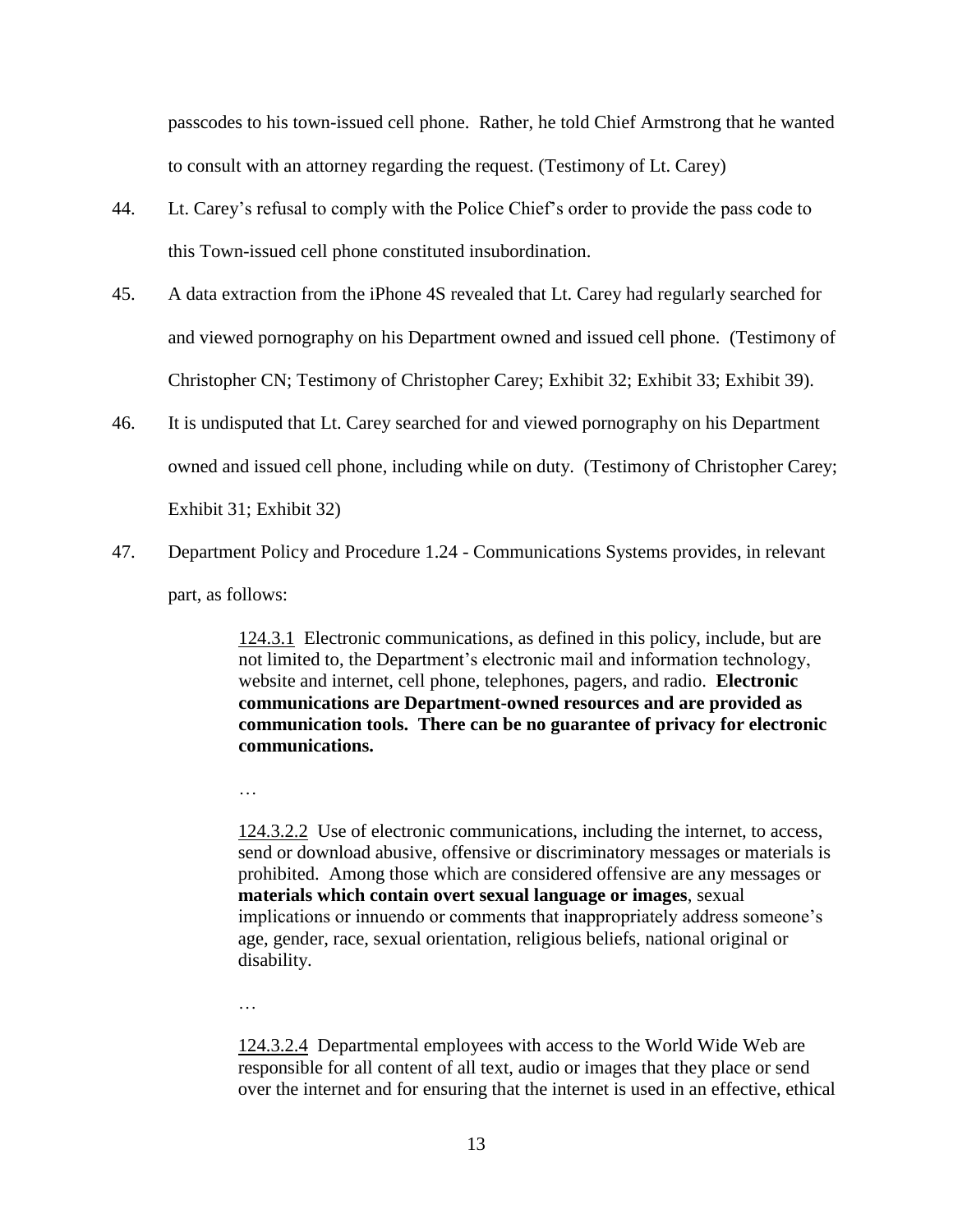passcodes to his town-issued cell phone. Rather, he told Chief Armstrong that he wanted to consult with an attorney regarding the request. (Testimony of Lt. Carey)

44. Lt. Carey's refusal to comply with the Police Chief's order to provide the pass code to this Town-issued cell phone constituted insubordination.

45. A data extraction from the iPhone 4S revealed that Lt. Carey had regularly searched for and viewed pornography on his Department owned and issued cell phone. (Testimony of Christopher CN; Testimony of Christopher Carey; Exhibit 32; Exhibit 33; Exhibit 39).

46. It is undisputed that Lt. Carey searched for and viewed pornography on his Department owned and issued cell phone, including while on duty. (Testimony of Christopher Carey; Exhibit 31; Exhibit 32)

47. Department Policy and Procedure 1.24 - Communications Systems provides, in relevant part, as follows:

> 124.3.1 Electronic communications, as defined in this policy, include, but are not limited to, the Department's electronic mail and information technology, website and internet, cell phone, telephones, pagers, and radio. **Electronic communications are Department-owned resources and are provided as communication tools. There can be no guarantee of privacy for electronic communications.**
>
> …
>
> 124.3.2.2 Use of electronic communications, including the internet, to access, send or download abusive, offensive or discriminatory messages or materials is prohibited. Among those which are considered offensive are any messages or **materials which contain overt sexual language or images**, sexual implications or innuendo or comments that inappropriately address someone's age, gender, race, sexual orientation, religious beliefs, national original or disability.
>
> …
>
> 124.3.2.4 Departmental employees with access to the World Wide Web are responsible for all content of all text, audio or images that they place or send over the internet and for ensuring that the internet is used in an effective, ethical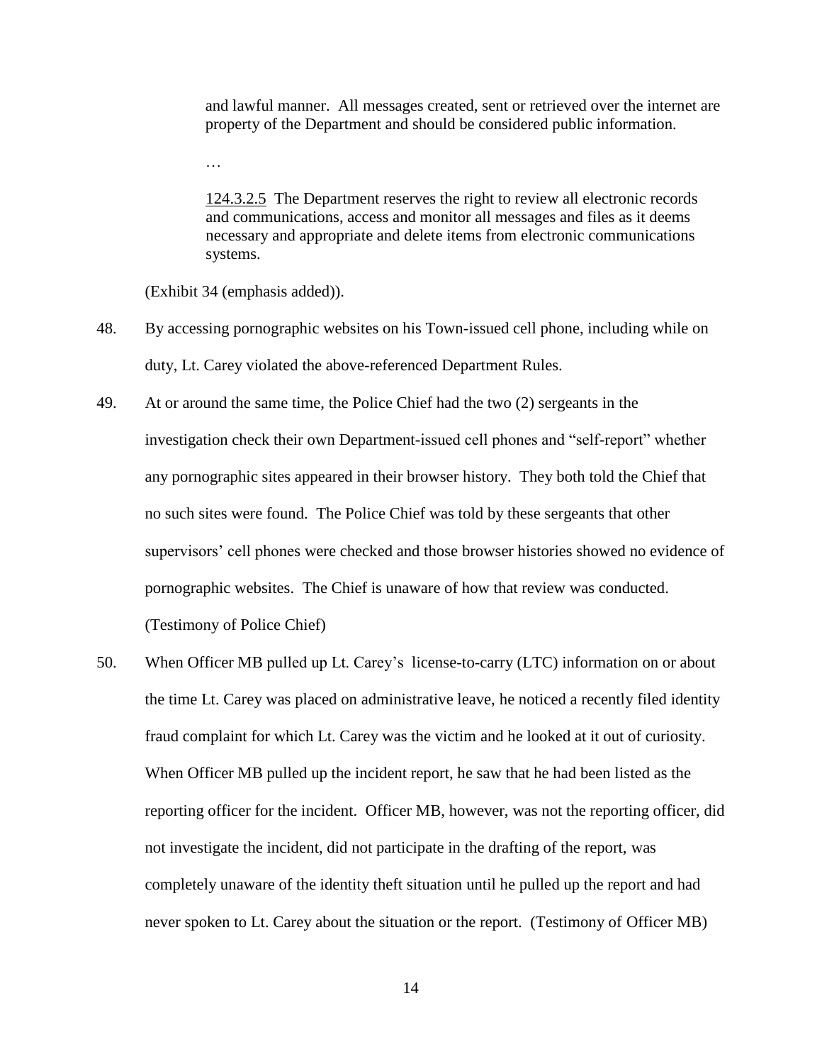> and lawful manner. All messages created, sent or retrieved over the internet are property of the Department and should be considered public information.
>
> …
>
> 124.3.2.5 The Department reserves the right to review all electronic records and communications, access and monitor all messages and files as it deems necessary and appropriate and delete items from electronic communications systems.

(Exhibit 34 (emphasis added)).

48. By accessing pornographic websites on his Town-issued cell phone, including while on duty, Lt. Carey violated the above-referenced Department Rules.

49. At or around the same time, the Police Chief had the two (2) sergeants in the investigation check their own Department-issued cell phones and "self-report" whether any pornographic sites appeared in their browser history. They both told the Chief that no such sites were found. The Police Chief was told by these sergeants that other supervisors' cell phones were checked and those browser histories showed no evidence of pornographic websites. The Chief is unaware of how that review was conducted. (Testimony of Police Chief)

50. When Officer MB pulled up Lt. Carey's license-to-carry (LTC) information on or about the time Lt. Carey was placed on administrative leave, he noticed a recently filed identity fraud complaint for which Lt. Carey was the victim and he looked at it out of curiosity. When Officer MB pulled up the incident report, he saw that he had been listed as the reporting officer for the incident. Officer MB, however, was not the reporting officer, did not investigate the incident, did not participate in the drafting of the report, was completely unaware of the identity theft situation until he pulled up the report and had never spoken to Lt. Carey about the situation or the report. (Testimony of Officer MB)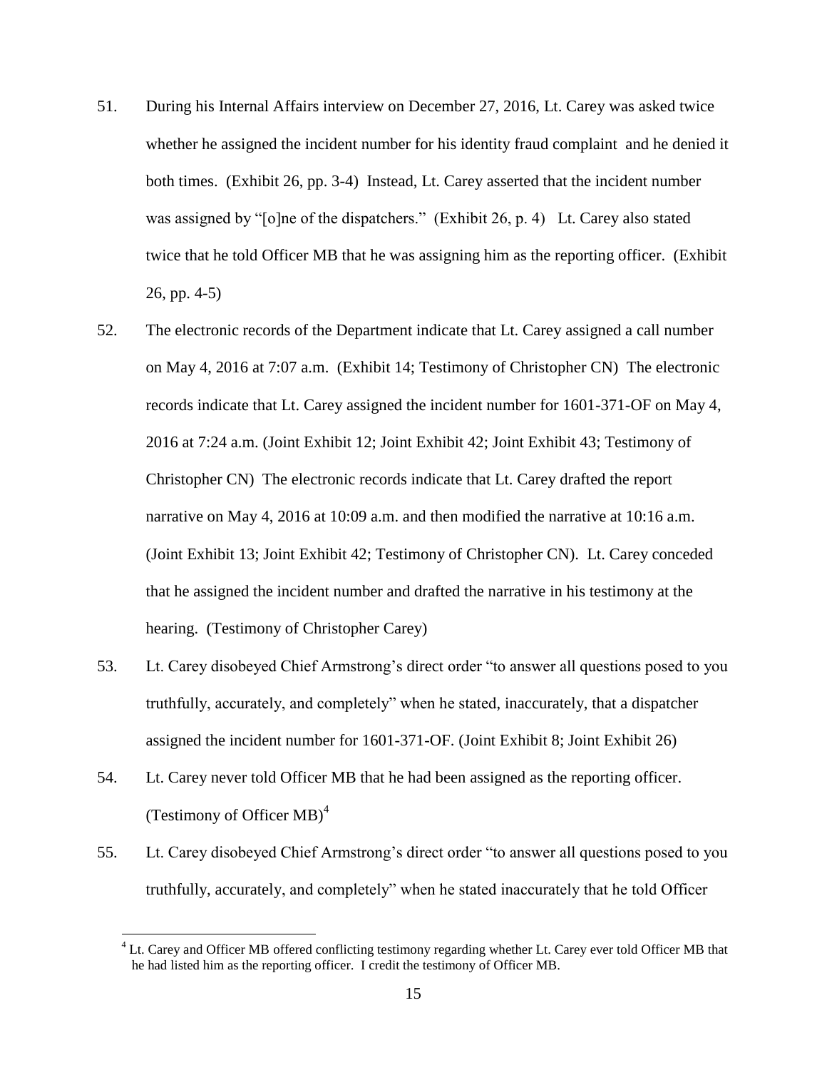51. During his Internal Affairs interview on December 27, 2016, Lt. Carey was asked twice whether he assigned the incident number for his identity fraud complaint and he denied it both times. (Exhibit 26, pp. 3-4) Instead, Lt. Carey asserted that the incident number was assigned by "[o]ne of the dispatchers." (Exhibit 26, p. 4) Lt. Carey also stated twice that he told Officer MB that he was assigning him as the reporting officer. (Exhibit 26, pp. 4-5)

52. The electronic records of the Department indicate that Lt. Carey assigned a call number on May 4, 2016 at 7:07 a.m. (Exhibit 14; Testimony of Christopher CN) The electronic records indicate that Lt. Carey assigned the incident number for 1601-371-OF on May 4, 2016 at 7:24 a.m. (Joint Exhibit 12; Joint Exhibit 42; Joint Exhibit 43; Testimony of Christopher CN) The electronic records indicate that Lt. Carey drafted the report narrative on May 4, 2016 at 10:09 a.m. and then modified the narrative at 10:16 a.m. (Joint Exhibit 13; Joint Exhibit 42; Testimony of Christopher CN). Lt. Carey conceded that he assigned the incident number and drafted the narrative in his testimony at the hearing. (Testimony of Christopher Carey)

53. Lt. Carey disobeyed Chief Armstrong's direct order "to answer all questions posed to you truthfully, accurately, and completely" when he stated, inaccurately, that a dispatcher assigned the incident number for 1601-371-OF. (Joint Exhibit 8; Joint Exhibit 26)

54. Lt. Carey never told Officer MB that he had been assigned as the reporting officer. (Testimony of Officer MB)[4]

55. Lt. Carey disobeyed Chief Armstrong's direct order "to answer all questions posed to you truthfully, accurately, and completely" when he stated inaccurately that he told Officer

[4] Lt. Carey and Officer MB offered conflicting testimony regarding whether Lt. Carey ever told Officer MB that he had listed him as the reporting officer. I credit the testimony of Officer MB.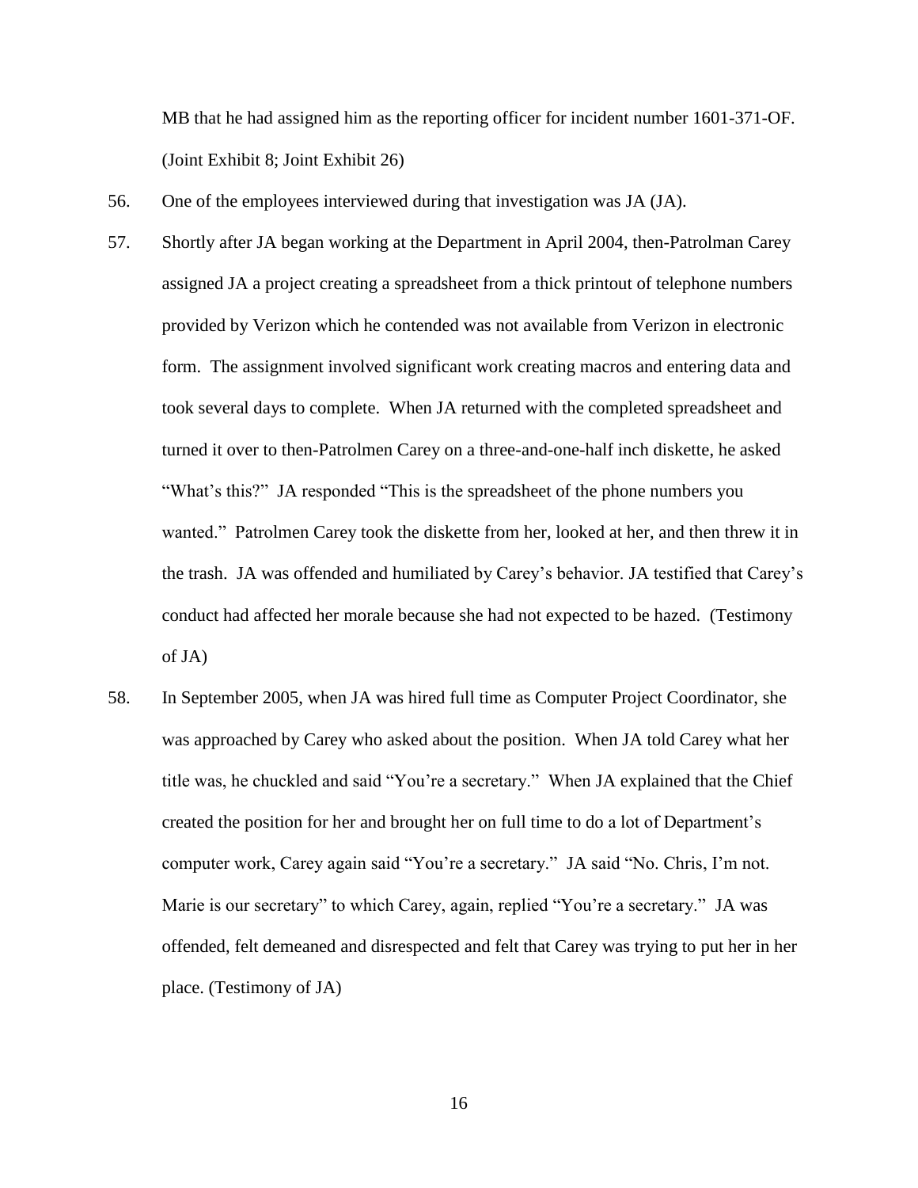MB that he had assigned him as the reporting officer for incident number 1601-371-OF. (Joint Exhibit 8; Joint Exhibit 26)

56. One of the employees interviewed during that investigation was JA (JA).

57. Shortly after JA began working at the Department in April 2004, then-Patrolman Carey assigned JA a project creating a spreadsheet from a thick printout of telephone numbers provided by Verizon which he contended was not available from Verizon in electronic form. The assignment involved significant work creating macros and entering data and took several days to complete. When JA returned with the completed spreadsheet and turned it over to then-Patrolmen Carey on a three-and-one-half inch diskette, he asked "What's this?" JA responded "This is the spreadsheet of the phone numbers you wanted." Patrolmen Carey took the diskette from her, looked at her, and then threw it in the trash. JA was offended and humiliated by Carey's behavior. JA testified that Carey's conduct had affected her morale because she had not expected to be hazed. (Testimony of JA)

58. In September 2005, when JA was hired full time as Computer Project Coordinator, she was approached by Carey who asked about the position. When JA told Carey what her title was, he chuckled and said "You're a secretary." When JA explained that the Chief created the position for her and brought her on full time to do a lot of Department's computer work, Carey again said "You're a secretary." JA said "No. Chris, I'm not. Marie is our secretary" to which Carey, again, replied "You're a secretary." JA was offended, felt demeaned and disrespected and felt that Carey was trying to put her in her place. (Testimony of JA)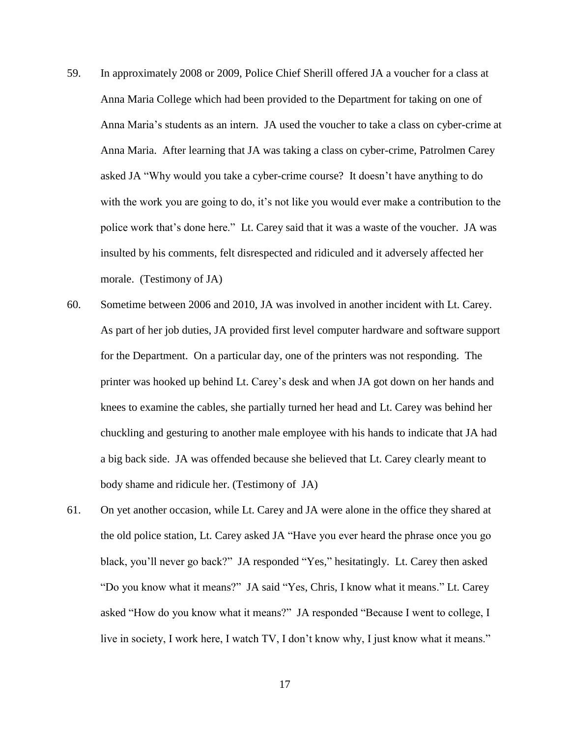59. In approximately 2008 or 2009, Police Chief Sherill offered JA a voucher for a class at Anna Maria College which had been provided to the Department for taking on one of Anna Maria's students as an intern. JA used the voucher to take a class on cyber-crime at Anna Maria. After learning that JA was taking a class on cyber-crime, Patrolmen Carey asked JA "Why would you take a cyber-crime course? It doesn't have anything to do with the work you are going to do, it's not like you would ever make a contribution to the police work that's done here." Lt. Carey said that it was a waste of the voucher. JA was insulted by his comments, felt disrespected and ridiculed and it adversely affected her morale. (Testimony of JA)

60. Sometime between 2006 and 2010, JA was involved in another incident with Lt. Carey. As part of her job duties, JA provided first level computer hardware and software support for the Department. On a particular day, one of the printers was not responding. The printer was hooked up behind Lt. Carey's desk and when JA got down on her hands and knees to examine the cables, she partially turned her head and Lt. Carey was behind her chuckling and gesturing to another male employee with his hands to indicate that JA had a big back side. JA was offended because she believed that Lt. Carey clearly meant to body shame and ridicule her. (Testimony of JA)

61. On yet another occasion, while Lt. Carey and JA were alone in the office they shared at the old police station, Lt. Carey asked JA "Have you ever heard the phrase once you go black, you'll never go back?" JA responded "Yes," hesitatingly. Lt. Carey then asked "Do you know what it means?" JA said "Yes, Chris, I know what it means." Lt. Carey asked "How do you know what it means?" JA responded "Because I went to college, I live in society, I work here, I watch TV, I don't know why, I just know what it means."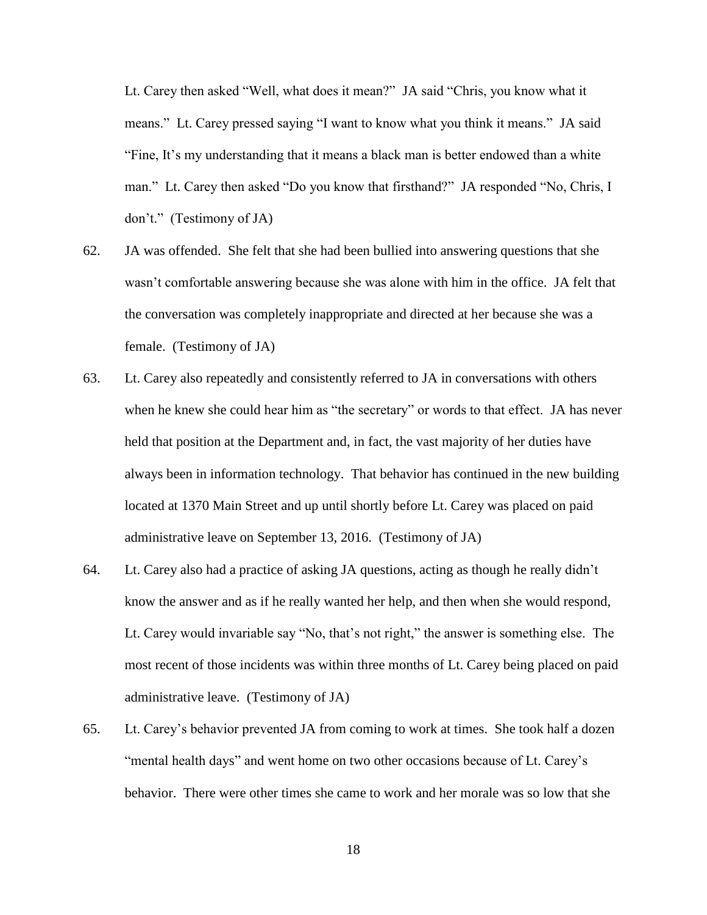Lt. Carey then asked "Well, what does it mean?" JA said "Chris, you know what it means." Lt. Carey pressed saying "I want to know what you think it means." JA said "Fine, It's my understanding that it means a black man is better endowed than a white man." Lt. Carey then asked "Do you know that firsthand?" JA responded "No, Chris, I don't." (Testimony of JA)

62. JA was offended. She felt that she had been bullied into answering questions that she wasn't comfortable answering because she was alone with him in the office. JA felt that the conversation was completely inappropriate and directed at her because she was a female. (Testimony of JA)

63. Lt. Carey also repeatedly and consistently referred to JA in conversations with others when he knew she could hear him as "the secretary" or words to that effect. JA has never held that position at the Department and, in fact, the vast majority of her duties have always been in information technology. That behavior has continued in the new building located at 1370 Main Street and up until shortly before Lt. Carey was placed on paid administrative leave on September 13, 2016. (Testimony of JA)

64. Lt. Carey also had a practice of asking JA questions, acting as though he really didn't know the answer and as if he really wanted her help, and then when she would respond, Lt. Carey would invariable say "No, that's not right," the answer is something else. The most recent of those incidents was within three months of Lt. Carey being placed on paid administrative leave. (Testimony of JA)

65. Lt. Carey's behavior prevented JA from coming to work at times. She took half a dozen "mental health days" and went home on two other occasions because of Lt. Carey's behavior. There were other times she came to work and her morale was so low that she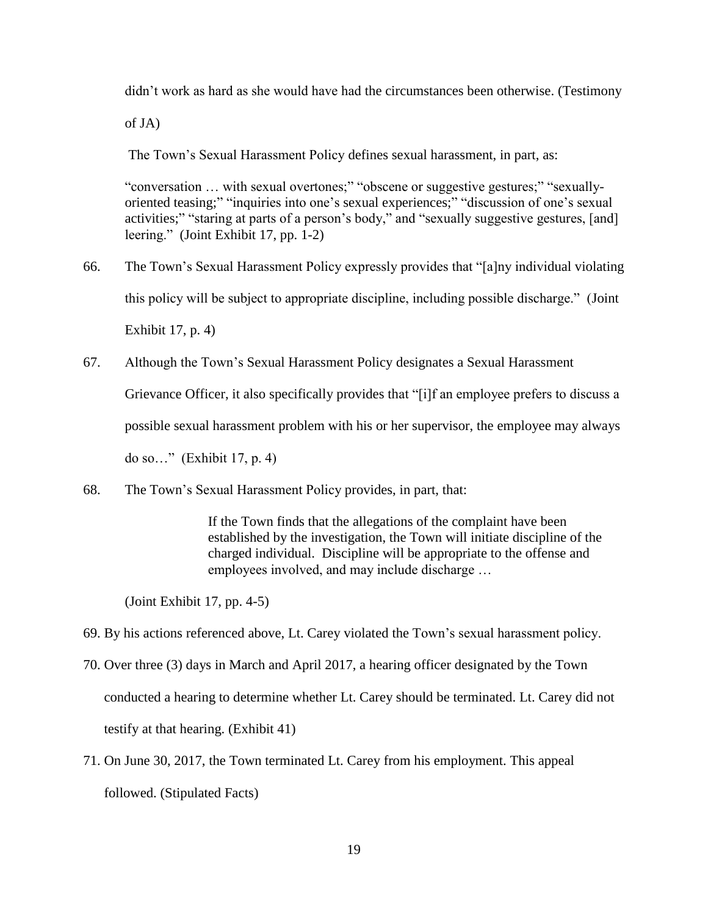didn't work as hard as she would have had the circumstances been otherwise. (Testimony of JA)

The Town's Sexual Harassment Policy defines sexual harassment, in part, as:

> "conversation … with sexual overtones;" "obscene or suggestive gestures;" "sexually-oriented teasing;" "inquiries into one's sexual experiences;" "discussion of one's sexual activities;" "staring at parts of a person's body," and "sexually suggestive gestures, [and] leering." (Joint Exhibit 17, pp. 1-2)

66. The Town's Sexual Harassment Policy expressly provides that "[a]ny individual violating this policy will be subject to appropriate discipline, including possible discharge." (Joint Exhibit 17, p. 4)

67. Although the Town's Sexual Harassment Policy designates a Sexual Harassment Grievance Officer, it also specifically provides that "[i]f an employee prefers to discuss a possible sexual harassment problem with his or her supervisor, the employee may always do so…" (Exhibit 17, p. 4)

68. The Town's Sexual Harassment Policy provides, in part, that:

> If the Town finds that the allegations of the complaint have been established by the investigation, the Town will initiate discipline of the charged individual. Discipline will be appropriate to the offense and employees involved, and may include discharge …

(Joint Exhibit 17, pp. 4-5)

69. By his actions referenced above, Lt. Carey violated the Town's sexual harassment policy.

70. Over three (3) days in March and April 2017, a hearing officer designated by the Town conducted a hearing to determine whether Lt. Carey should be terminated. Lt. Carey did not testify at that hearing. (Exhibit 41)

71. On June 30, 2017, the Town terminated Lt. Carey from his employment. This appeal followed. (Stipulated Facts)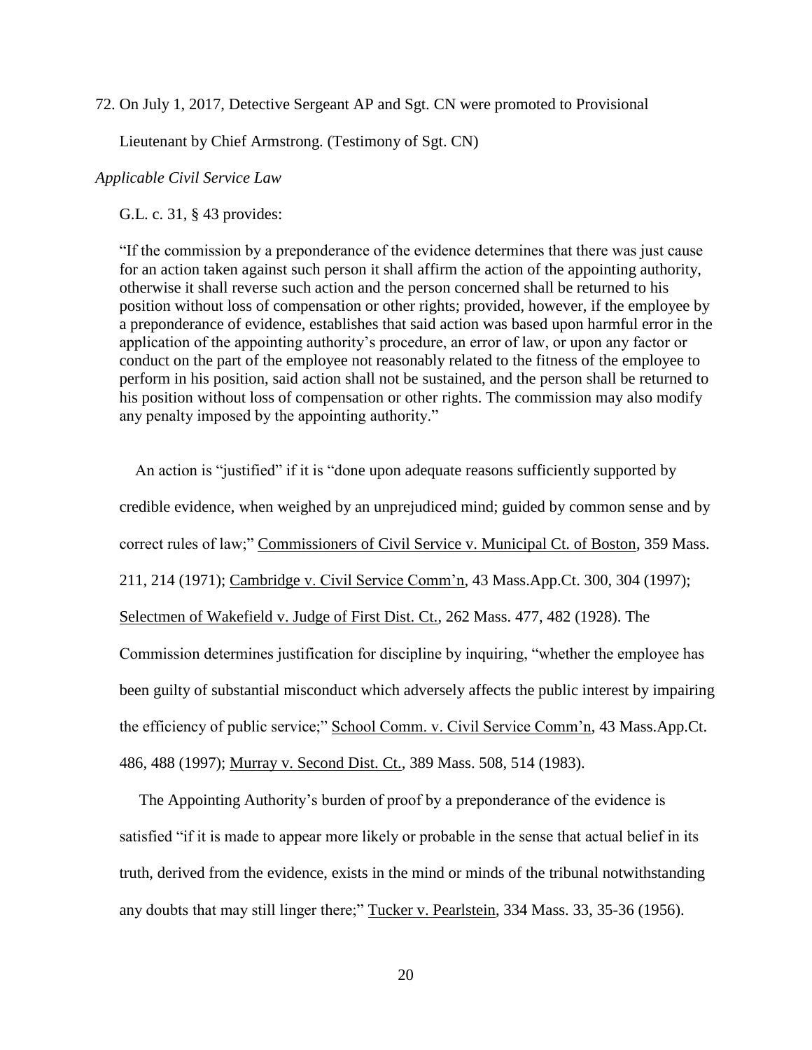72. On July 1, 2017, Detective Sergeant AP and Sgt. CN were promoted to Provisional Lieutenant by Chief Armstrong. (Testimony of Sgt. CN)

*Applicable Civil Service Law*

G.L. c. 31, § 43 provides:

> "If the commission by a preponderance of the evidence determines that there was just cause for an action taken against such person it shall affirm the action of the appointing authority, otherwise it shall reverse such action and the person concerned shall be returned to his position without loss of compensation or other rights; provided, however, if the employee by a preponderance of evidence, establishes that said action was based upon harmful error in the application of the appointing authority's procedure, an error of law, or upon any factor or conduct on the part of the employee not reasonably related to the fitness of the employee to perform in his position, said action shall not be sustained, and the person shall be returned to his position without loss of compensation or other rights. The commission may also modify any penalty imposed by the appointing authority."

An action is "justified" if it is "done upon adequate reasons sufficiently supported by credible evidence, when weighed by an unprejudiced mind; guided by common sense and by correct rules of law;" Commissioners of Civil Service v. Municipal Ct. of Boston, 359 Mass. 211, 214 (1971); Cambridge v. Civil Service Comm'n, 43 Mass.App.Ct. 300, 304 (1997); Selectmen of Wakefield v. Judge of First Dist. Ct., 262 Mass. 477, 482 (1928). The Commission determines justification for discipline by inquiring, "whether the employee has been guilty of substantial misconduct which adversely affects the public interest by impairing the efficiency of public service;" School Comm. v. Civil Service Comm'n, 43 Mass.App.Ct. 486, 488 (1997); Murray v. Second Dist. Ct., 389 Mass. 508, 514 (1983).

The Appointing Authority's burden of proof by a preponderance of the evidence is satisfied "if it is made to appear more likely or probable in the sense that actual belief in its truth, derived from the evidence, exists in the mind or minds of the tribunal notwithstanding any doubts that may still linger there;" Tucker v. Pearlstein, 334 Mass. 33, 35-36 (1956).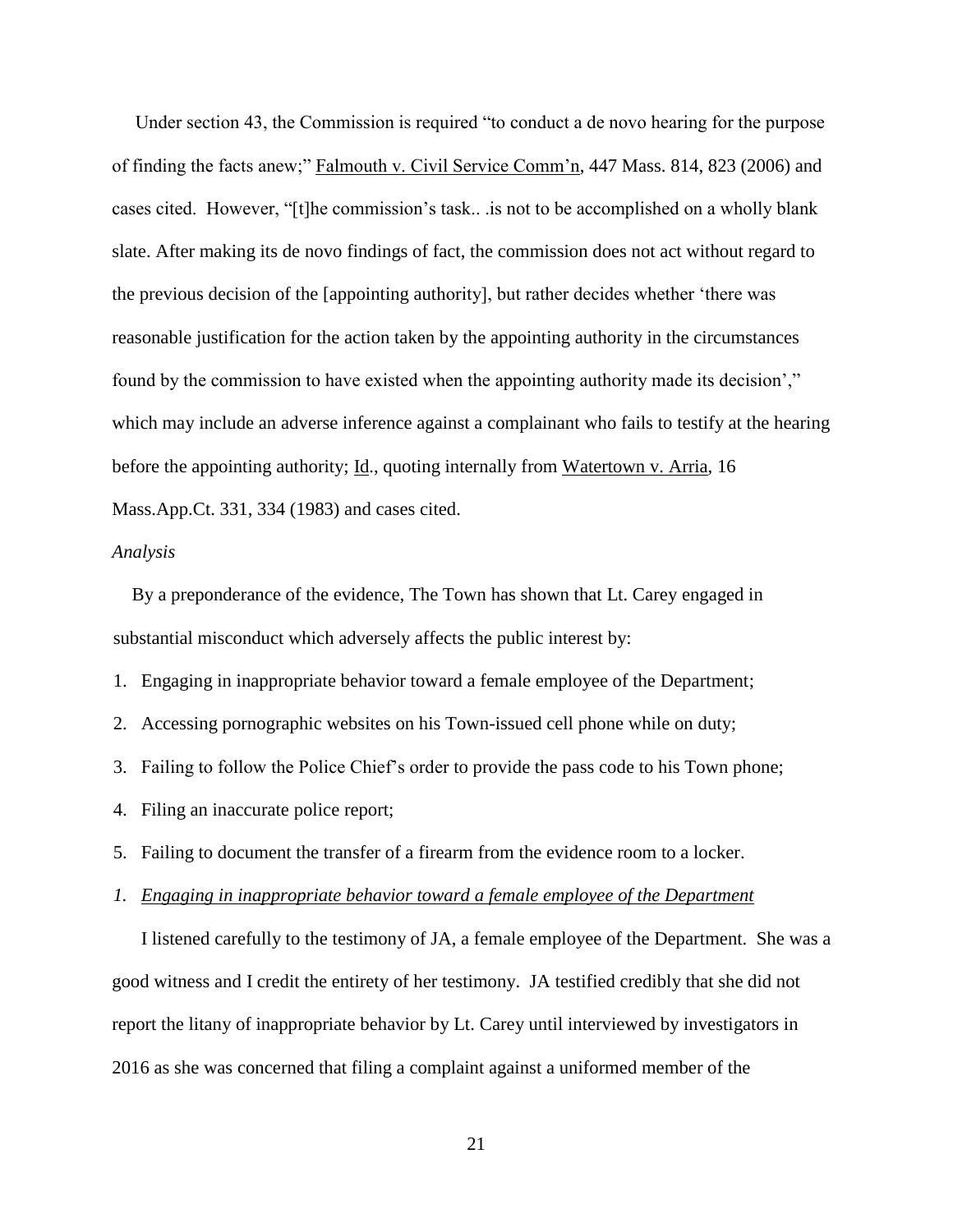Under section 43, the Commission is required "to conduct a de novo hearing for the purpose of finding the facts anew;" Falmouth v. Civil Service Comm'n, 447 Mass. 814, 823 (2006) and cases cited. However, "[t]he commission's task.. .is not to be accomplished on a wholly blank slate. After making its de novo findings of fact, the commission does not act without regard to the previous decision of the [appointing authority], but rather decides whether 'there was reasonable justification for the action taken by the appointing authority in the circumstances found by the commission to have existed when the appointing authority made its decision'," which may include an adverse inference against a complainant who fails to testify at the hearing before the appointing authority; Id., quoting internally from Watertown v. Arria, 16 Mass.App.Ct. 331, 334 (1983) and cases cited.

*Analysis*

By a preponderance of the evidence, The Town has shown that Lt. Carey engaged in substantial misconduct which adversely affects the public interest by:

1. Engaging in inappropriate behavior toward a female employee of the Department;
2. Accessing pornographic websites on his Town-issued cell phone while on duty;
3. Failing to follow the Police Chief's order to provide the pass code to his Town phone;
4. Filing an inaccurate police report;
5. Failing to document the transfer of a firearm from the evidence room to a locker.

*1. Engaging in inappropriate behavior toward a female employee of the Department*

I listened carefully to the testimony of JA, a female employee of the Department. She was a good witness and I credit the entirety of her testimony. JA testified credibly that she did not report the litany of inappropriate behavior by Lt. Carey until interviewed by investigators in 2016 as she was concerned that filing a complaint against a uniformed member of the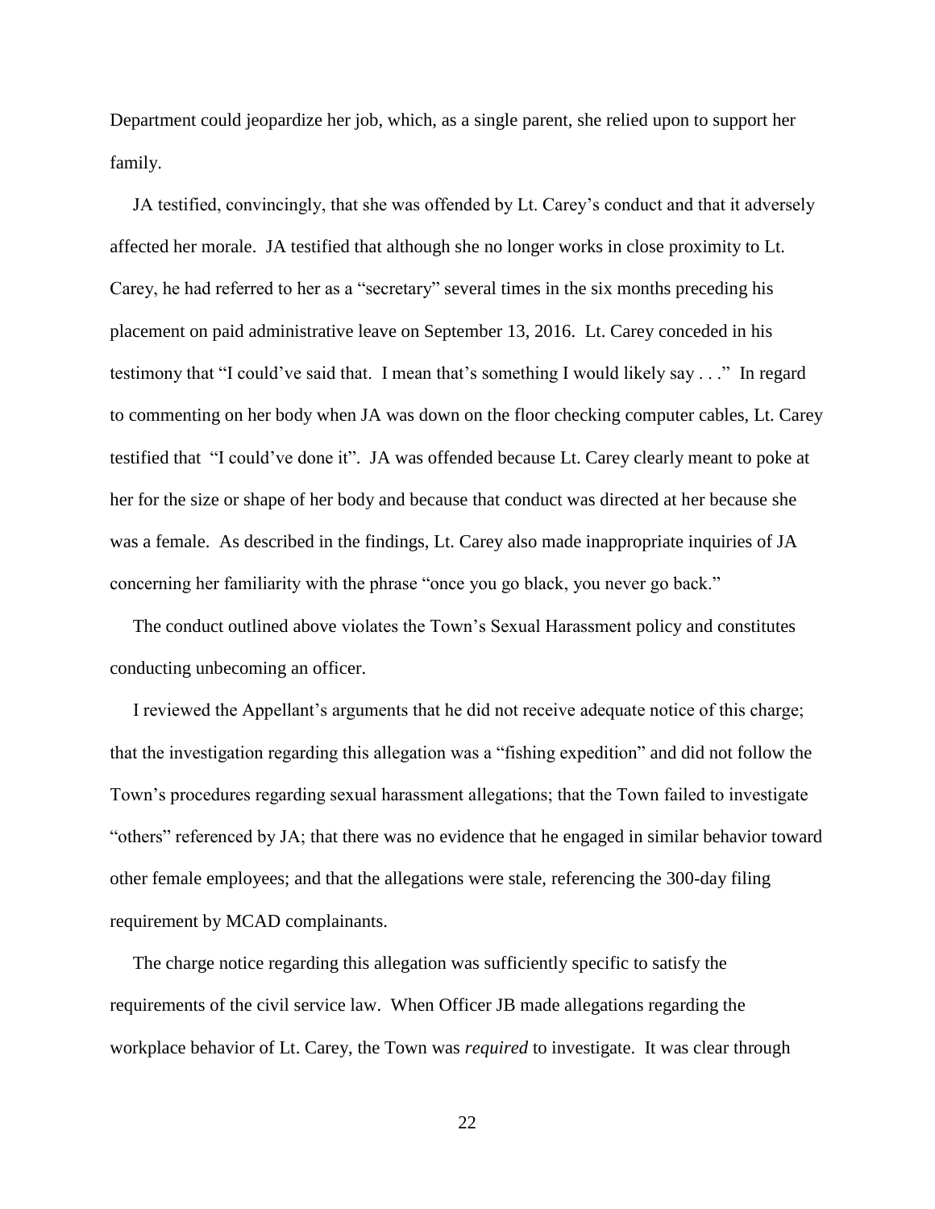Department could jeopardize her job, which, as a single parent, she relied upon to support her family.

JA testified, convincingly, that she was offended by Lt. Carey's conduct and that it adversely affected her morale. JA testified that although she no longer works in close proximity to Lt. Carey, he had referred to her as a "secretary" several times in the six months preceding his placement on paid administrative leave on September 13, 2016. Lt. Carey conceded in his testimony that "I could've said that. I mean that's something I would likely say . . ." In regard to commenting on her body when JA was down on the floor checking computer cables, Lt. Carey testified that "I could've done it". JA was offended because Lt. Carey clearly meant to poke at her for the size or shape of her body and because that conduct was directed at her because she was a female. As described in the findings, Lt. Carey also made inappropriate inquiries of JA concerning her familiarity with the phrase "once you go black, you never go back."

The conduct outlined above violates the Town's Sexual Harassment policy and constitutes conducting unbecoming an officer.

I reviewed the Appellant's arguments that he did not receive adequate notice of this charge; that the investigation regarding this allegation was a "fishing expedition" and did not follow the Town's procedures regarding sexual harassment allegations; that the Town failed to investigate "others" referenced by JA; that there was no evidence that he engaged in similar behavior toward other female employees; and that the allegations were stale, referencing the 300-day filing requirement by MCAD complainants.

The charge notice regarding this allegation was sufficiently specific to satisfy the requirements of the civil service law. When Officer JB made allegations regarding the workplace behavior of Lt. Carey, the Town was *required* to investigate. It was clear through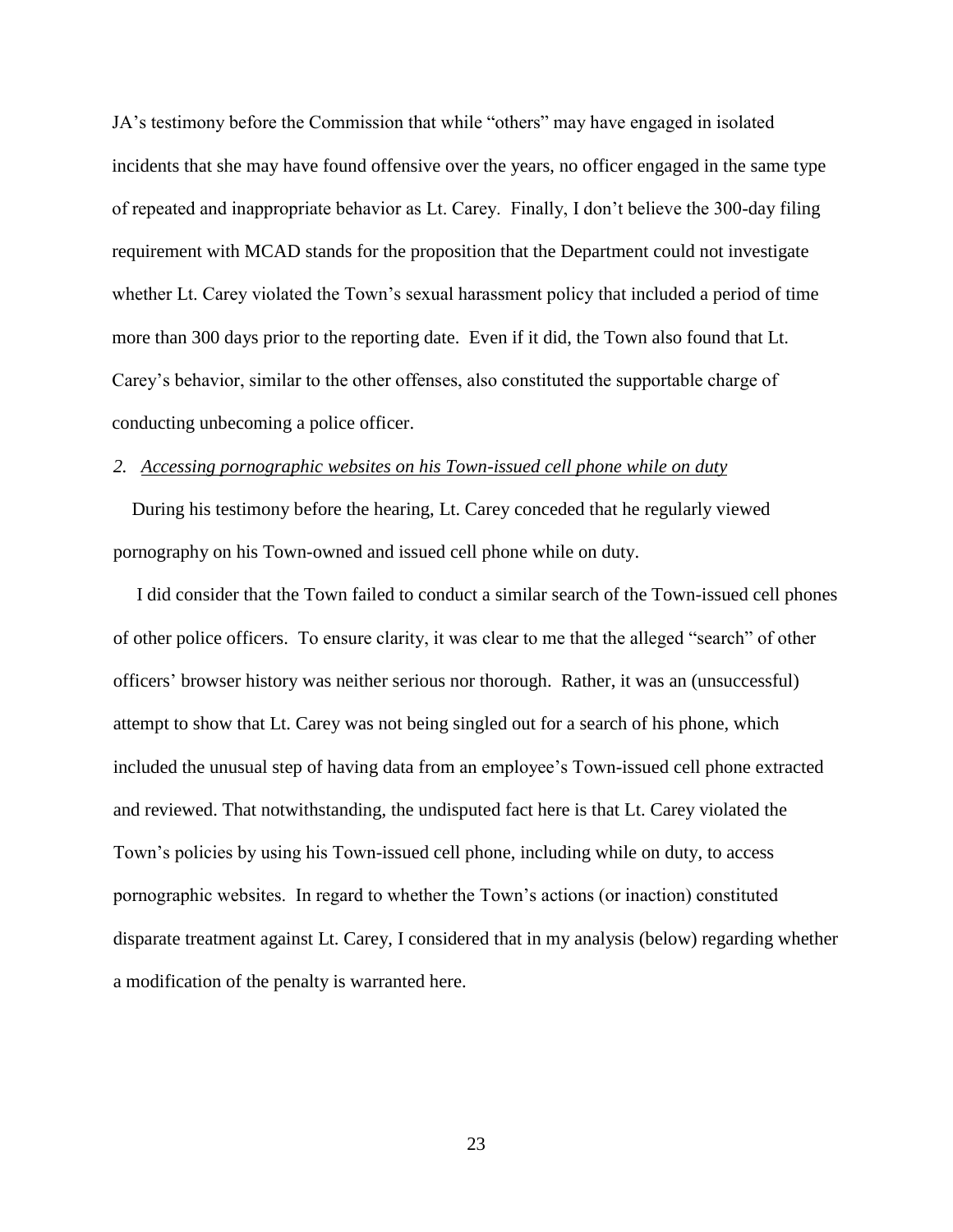JA's testimony before the Commission that while "others" may have engaged in isolated incidents that she may have found offensive over the years, no officer engaged in the same type of repeated and inappropriate behavior as Lt. Carey. Finally, I don't believe the 300-day filing requirement with MCAD stands for the proposition that the Department could not investigate whether Lt. Carey violated the Town's sexual harassment policy that included a period of time more than 300 days prior to the reporting date. Even if it did, the Town also found that Lt. Carey's behavior, similar to the other offenses, also constituted the supportable charge of conducting unbecoming a police officer.

*2. Accessing pornographic websites on his Town-issued cell phone while on duty*

During his testimony before the hearing, Lt. Carey conceded that he regularly viewed pornography on his Town-owned and issued cell phone while on duty.

I did consider that the Town failed to conduct a similar search of the Town-issued cell phones of other police officers. To ensure clarity, it was clear to me that the alleged "search" of other officers' browser history was neither serious nor thorough. Rather, it was an (unsuccessful) attempt to show that Lt. Carey was not being singled out for a search of his phone, which included the unusual step of having data from an employee's Town-issued cell phone extracted and reviewed. That notwithstanding, the undisputed fact here is that Lt. Carey violated the Town's policies by using his Town-issued cell phone, including while on duty, to access pornographic websites. In regard to whether the Town's actions (or inaction) constituted disparate treatment against Lt. Carey, I considered that in my analysis (below) regarding whether a modification of the penalty is warranted here.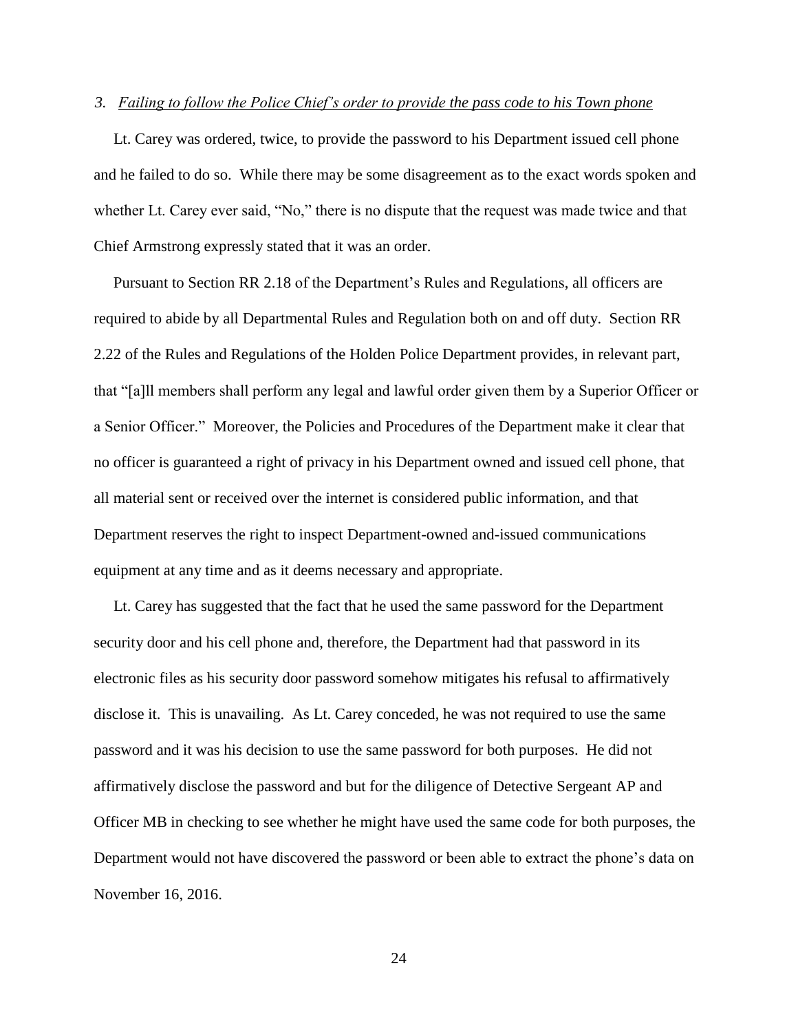*3. Failing to follow the Police Chief's order to provide the pass code to his Town phone*

Lt. Carey was ordered, twice, to provide the password to his Department issued cell phone and he failed to do so. While there may be some disagreement as to the exact words spoken and whether Lt. Carey ever said, "No," there is no dispute that the request was made twice and that Chief Armstrong expressly stated that it was an order.

Pursuant to Section RR 2.18 of the Department's Rules and Regulations, all officers are required to abide by all Departmental Rules and Regulation both on and off duty. Section RR 2.22 of the Rules and Regulations of the Holden Police Department provides, in relevant part, that "[a]ll members shall perform any legal and lawful order given them by a Superior Officer or a Senior Officer." Moreover, the Policies and Procedures of the Department make it clear that no officer is guaranteed a right of privacy in his Department owned and issued cell phone, that all material sent or received over the internet is considered public information, and that Department reserves the right to inspect Department-owned and-issued communications equipment at any time and as it deems necessary and appropriate.

Lt. Carey has suggested that the fact that he used the same password for the Department security door and his cell phone and, therefore, the Department had that password in its electronic files as his security door password somehow mitigates his refusal to affirmatively disclose it. This is unavailing. As Lt. Carey conceded, he was not required to use the same password and it was his decision to use the same password for both purposes. He did not affirmatively disclose the password and but for the diligence of Detective Sergeant AP and Officer MB in checking to see whether he might have used the same code for both purposes, the Department would not have discovered the password or been able to extract the phone's data on November 16, 2016.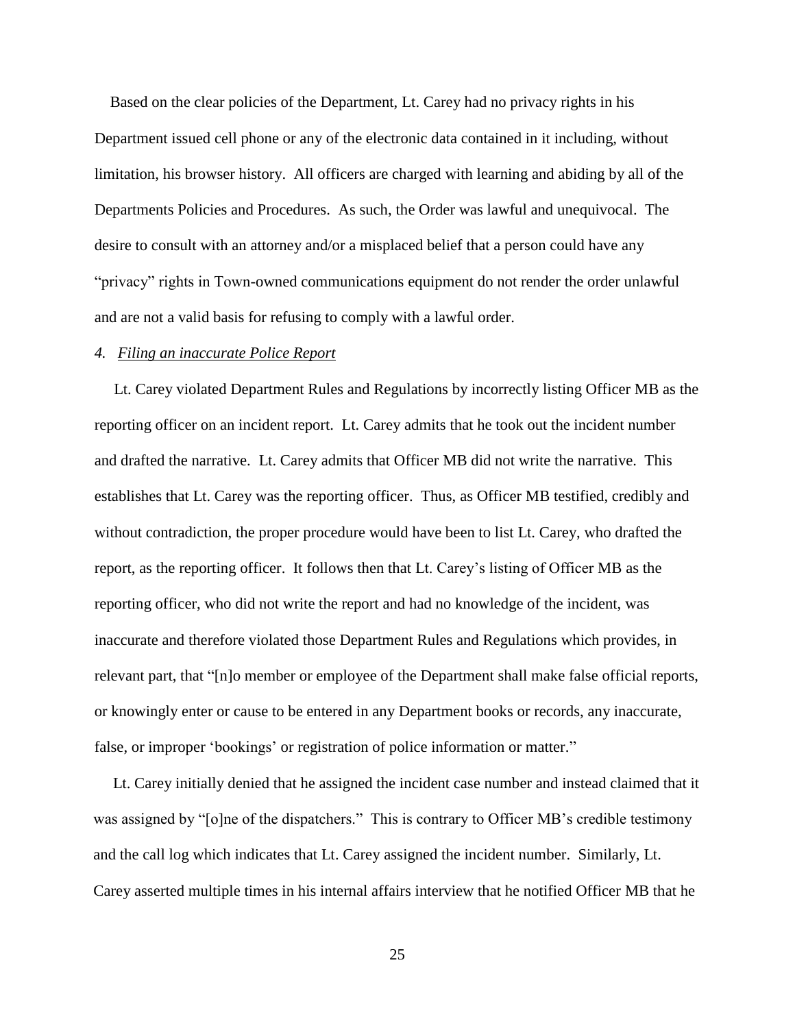Based on the clear policies of the Department, Lt. Carey had no privacy rights in his Department issued cell phone or any of the electronic data contained in it including, without limitation, his browser history. All officers are charged with learning and abiding by all of the Departments Policies and Procedures. As such, the Order was lawful and unequivocal. The desire to consult with an attorney and/or a misplaced belief that a person could have any "privacy" rights in Town-owned communications equipment do not render the order unlawful and are not a valid basis for refusing to comply with a lawful order.

*4. Filing an inaccurate Police Report*

Lt. Carey violated Department Rules and Regulations by incorrectly listing Officer MB as the reporting officer on an incident report. Lt. Carey admits that he took out the incident number and drafted the narrative. Lt. Carey admits that Officer MB did not write the narrative. This establishes that Lt. Carey was the reporting officer. Thus, as Officer MB testified, credibly and without contradiction, the proper procedure would have been to list Lt. Carey, who drafted the report, as the reporting officer. It follows then that Lt. Carey's listing of Officer MB as the reporting officer, who did not write the report and had no knowledge of the incident, was inaccurate and therefore violated those Department Rules and Regulations which provides, in relevant part, that "[n]o member or employee of the Department shall make false official reports, or knowingly enter or cause to be entered in any Department books or records, any inaccurate, false, or improper 'bookings' or registration of police information or matter."

Lt. Carey initially denied that he assigned the incident case number and instead claimed that it was assigned by "[o]ne of the dispatchers." This is contrary to Officer MB's credible testimony and the call log which indicates that Lt. Carey assigned the incident number. Similarly, Lt. Carey asserted multiple times in his internal affairs interview that he notified Officer MB that he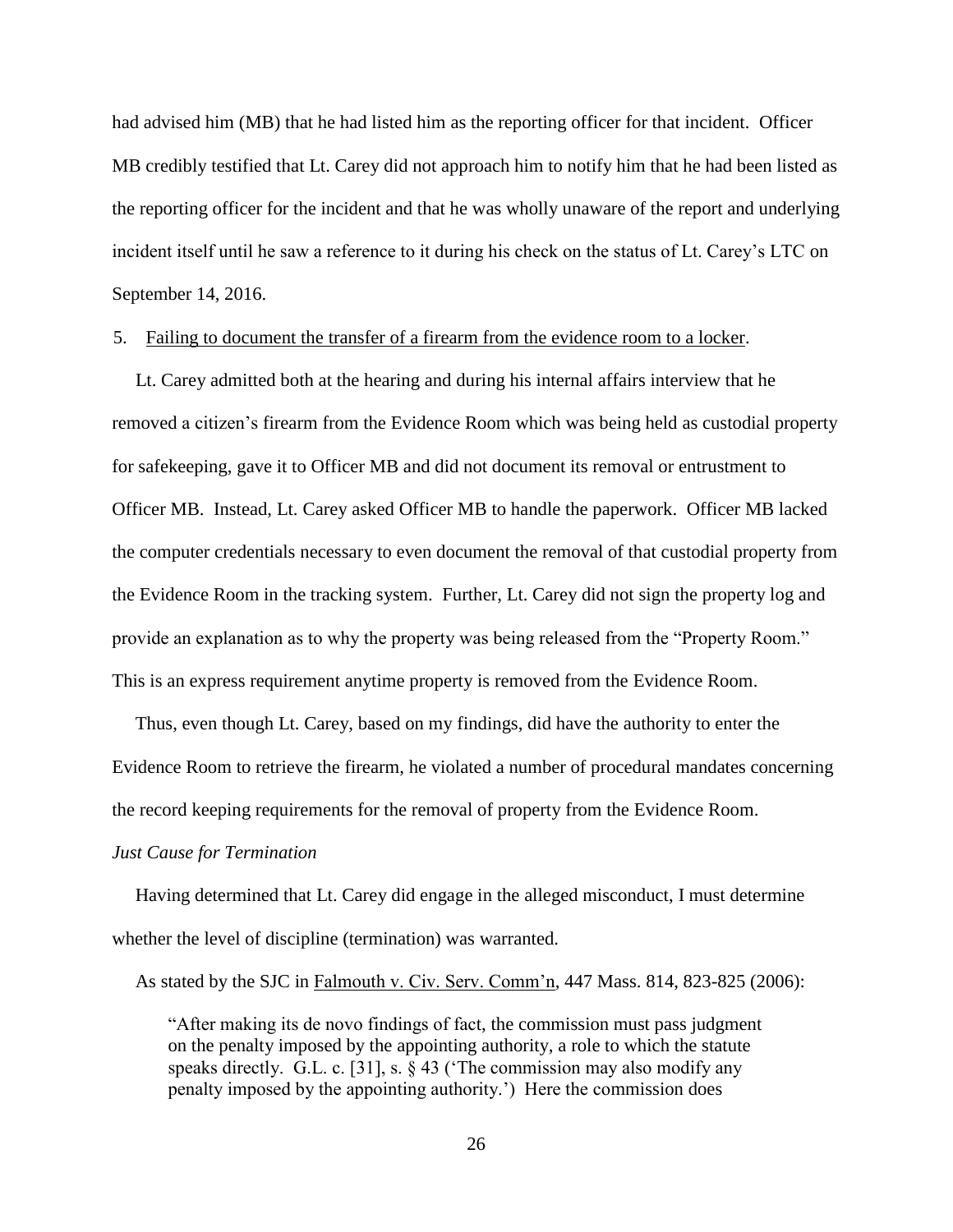had advised him (MB) that he had listed him as the reporting officer for that incident. Officer MB credibly testified that Lt. Carey did not approach him to notify him that he had been listed as the reporting officer for the incident and that he was wholly unaware of the report and underlying incident itself until he saw a reference to it during his check on the status of Lt. Carey's LTC on September 14, 2016.

5. Failing to document the transfer of a firearm from the evidence room to a locker.

Lt. Carey admitted both at the hearing and during his internal affairs interview that he removed a citizen's firearm from the Evidence Room which was being held as custodial property for safekeeping, gave it to Officer MB and did not document its removal or entrustment to Officer MB. Instead, Lt. Carey asked Officer MB to handle the paperwork. Officer MB lacked the computer credentials necessary to even document the removal of that custodial property from the Evidence Room in the tracking system. Further, Lt. Carey did not sign the property log and provide an explanation as to why the property was being released from the "Property Room." This is an express requirement anytime property is removed from the Evidence Room.

Thus, even though Lt. Carey, based on my findings, did have the authority to enter the Evidence Room to retrieve the firearm, he violated a number of procedural mandates concerning the record keeping requirements for the removal of property from the Evidence Room.

*Just Cause for Termination*

Having determined that Lt. Carey did engage in the alleged misconduct, I must determine whether the level of discipline (termination) was warranted.

As stated by the SJC in Falmouth v. Civ. Serv. Comm'n, 447 Mass. 814, 823-825 (2006):

> "After making its de novo findings of fact, the commission must pass judgment on the penalty imposed by the appointing authority, a role to which the statute speaks directly. G.L. c. [31], s. § 43 ('The commission may also modify any penalty imposed by the appointing authority.') Here the commission does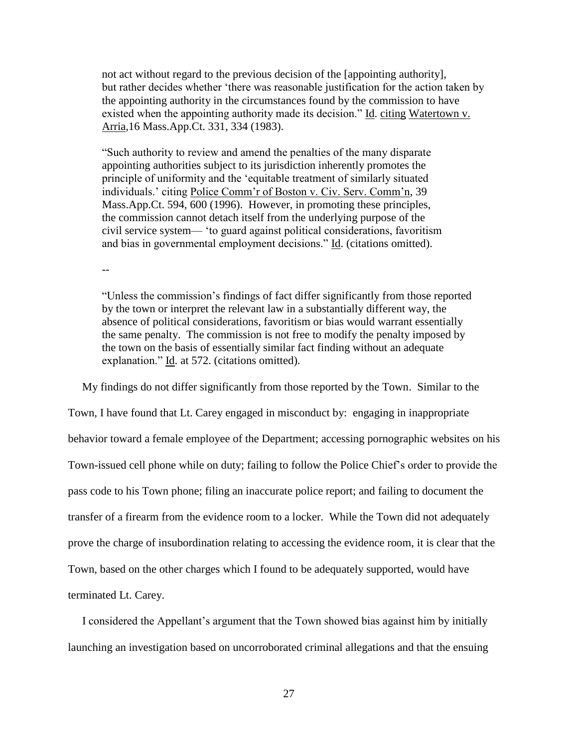> not act without regard to the previous decision of the [appointing authority], but rather decides whether 'there was reasonable justification for the action taken by the appointing authority in the circumstances found by the commission to have existed when the appointing authority made its decision." Id. citing Watertown v. Arria,16 Mass.App.Ct. 331, 334 (1983).
>
> "Such authority to review and amend the penalties of the many disparate appointing authorities subject to its jurisdiction inherently promotes the principle of uniformity and the 'equitable treatment of similarly situated individuals.' citing Police Comm'r of Boston v. Civ. Serv. Comm'n, 39 Mass.App.Ct. 594, 600 (1996). However, in promoting these principles, the commission cannot detach itself from the underlying purpose of the civil service system— 'to guard against political considerations, favoritism and bias in governmental employment decisions." Id. (citations omitted).
>
> --
>
> "Unless the commission's findings of fact differ significantly from those reported by the town or interpret the relevant law in a substantially different way, the absence of political considerations, favoritism or bias would warrant essentially the same penalty. The commission is not free to modify the penalty imposed by the town on the basis of essentially similar fact finding without an adequate explanation." Id. at 572. (citations omitted).

My findings do not differ significantly from those reported by the Town. Similar to the Town, I have found that Lt. Carey engaged in misconduct by: engaging in inappropriate behavior toward a female employee of the Department; accessing pornographic websites on his Town-issued cell phone while on duty; failing to follow the Police Chief's order to provide the pass code to his Town phone; filing an inaccurate police report; and failing to document the transfer of a firearm from the evidence room to a locker. While the Town did not adequately prove the charge of insubordination relating to accessing the evidence room, it is clear that the Town, based on the other charges which I found to be adequately supported, would have terminated Lt. Carey.

I considered the Appellant's argument that the Town showed bias against him by initially launching an investigation based on uncorroborated criminal allegations and that the ensuing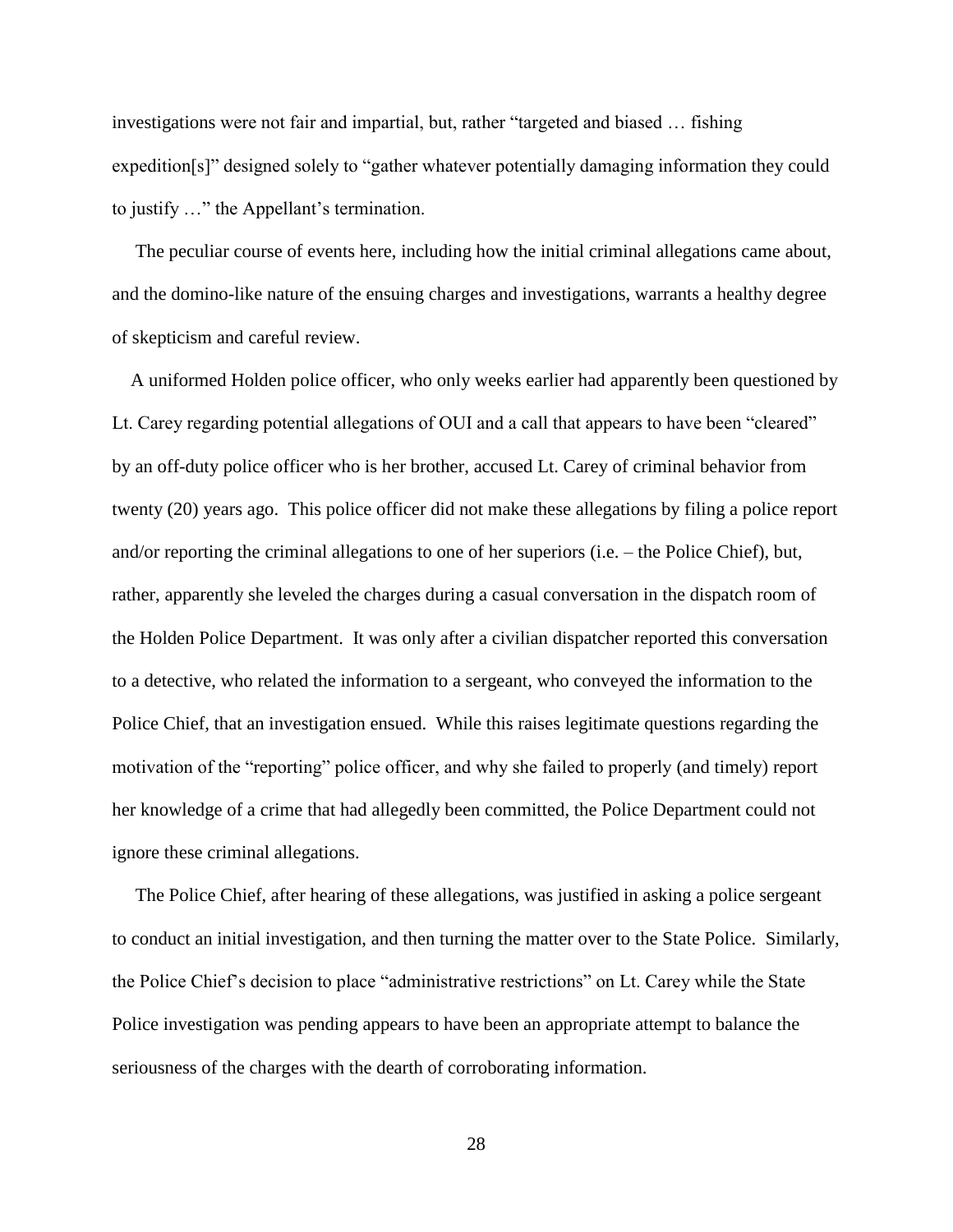investigations were not fair and impartial, but, rather "targeted and biased … fishing expedition[s]" designed solely to "gather whatever potentially damaging information they could to justify …" the Appellant's termination.

The peculiar course of events here, including how the initial criminal allegations came about, and the domino-like nature of the ensuing charges and investigations, warrants a healthy degree of skepticism and careful review.

A uniformed Holden police officer, who only weeks earlier had apparently been questioned by Lt. Carey regarding potential allegations of OUI and a call that appears to have been "cleared" by an off-duty police officer who is her brother, accused Lt. Carey of criminal behavior from twenty (20) years ago. This police officer did not make these allegations by filing a police report and/or reporting the criminal allegations to one of her superiors (i.e. – the Police Chief), but, rather, apparently she leveled the charges during a casual conversation in the dispatch room of the Holden Police Department. It was only after a civilian dispatcher reported this conversation to a detective, who related the information to a sergeant, who conveyed the information to the Police Chief, that an investigation ensued. While this raises legitimate questions regarding the motivation of the "reporting" police officer, and why she failed to properly (and timely) report her knowledge of a crime that had allegedly been committed, the Police Department could not ignore these criminal allegations.

The Police Chief, after hearing of these allegations, was justified in asking a police sergeant to conduct an initial investigation, and then turning the matter over to the State Police. Similarly, the Police Chief's decision to place "administrative restrictions" on Lt. Carey while the State Police investigation was pending appears to have been an appropriate attempt to balance the seriousness of the charges with the dearth of corroborating information.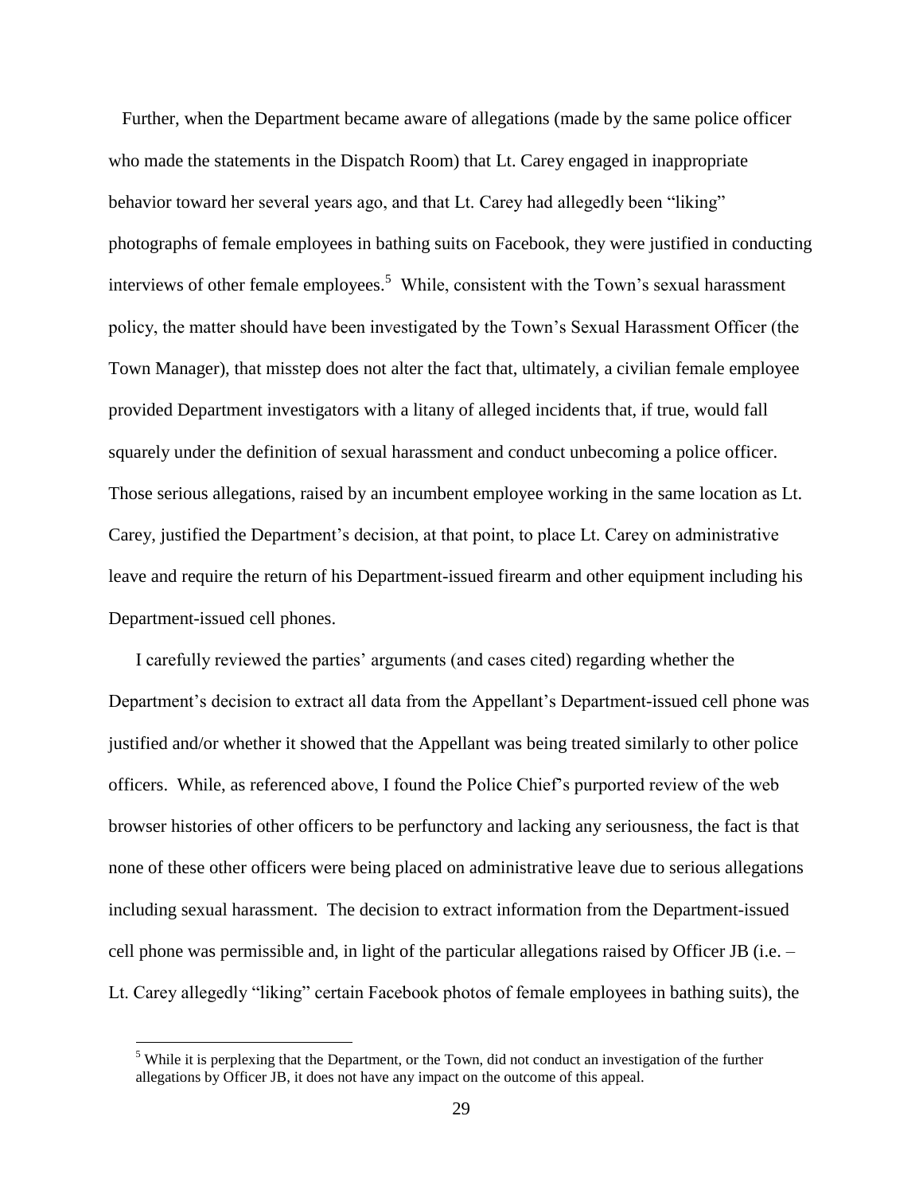Further, when the Department became aware of allegations (made by the same police officer who made the statements in the Dispatch Room) that Lt. Carey engaged in inappropriate behavior toward her several years ago, and that Lt. Carey had allegedly been "liking" photographs of female employees in bathing suits on Facebook, they were justified in conducting interviews of other female employees.[5] While, consistent with the Town's sexual harassment policy, the matter should have been investigated by the Town's Sexual Harassment Officer (the Town Manager), that misstep does not alter the fact that, ultimately, a civilian female employee provided Department investigators with a litany of alleged incidents that, if true, would fall squarely under the definition of sexual harassment and conduct unbecoming a police officer. Those serious allegations, raised by an incumbent employee working in the same location as Lt. Carey, justified the Department's decision, at that point, to place Lt. Carey on administrative leave and require the return of his Department-issued firearm and other equipment including his Department-issued cell phones.

I carefully reviewed the parties' arguments (and cases cited) regarding whether the Department's decision to extract all data from the Appellant's Department-issued cell phone was justified and/or whether it showed that the Appellant was being treated similarly to other police officers. While, as referenced above, I found the Police Chief's purported review of the web browser histories of other officers to be perfunctory and lacking any seriousness, the fact is that none of these other officers were being placed on administrative leave due to serious allegations including sexual harassment. The decision to extract information from the Department-issued cell phone was permissible and, in light of the particular allegations raised by Officer JB (i.e. – Lt. Carey allegedly "liking" certain Facebook photos of female employees in bathing suits), the

[5] While it is perplexing that the Department, or the Town, did not conduct an investigation of the further allegations by Officer JB, it does not have any impact on the outcome of this appeal.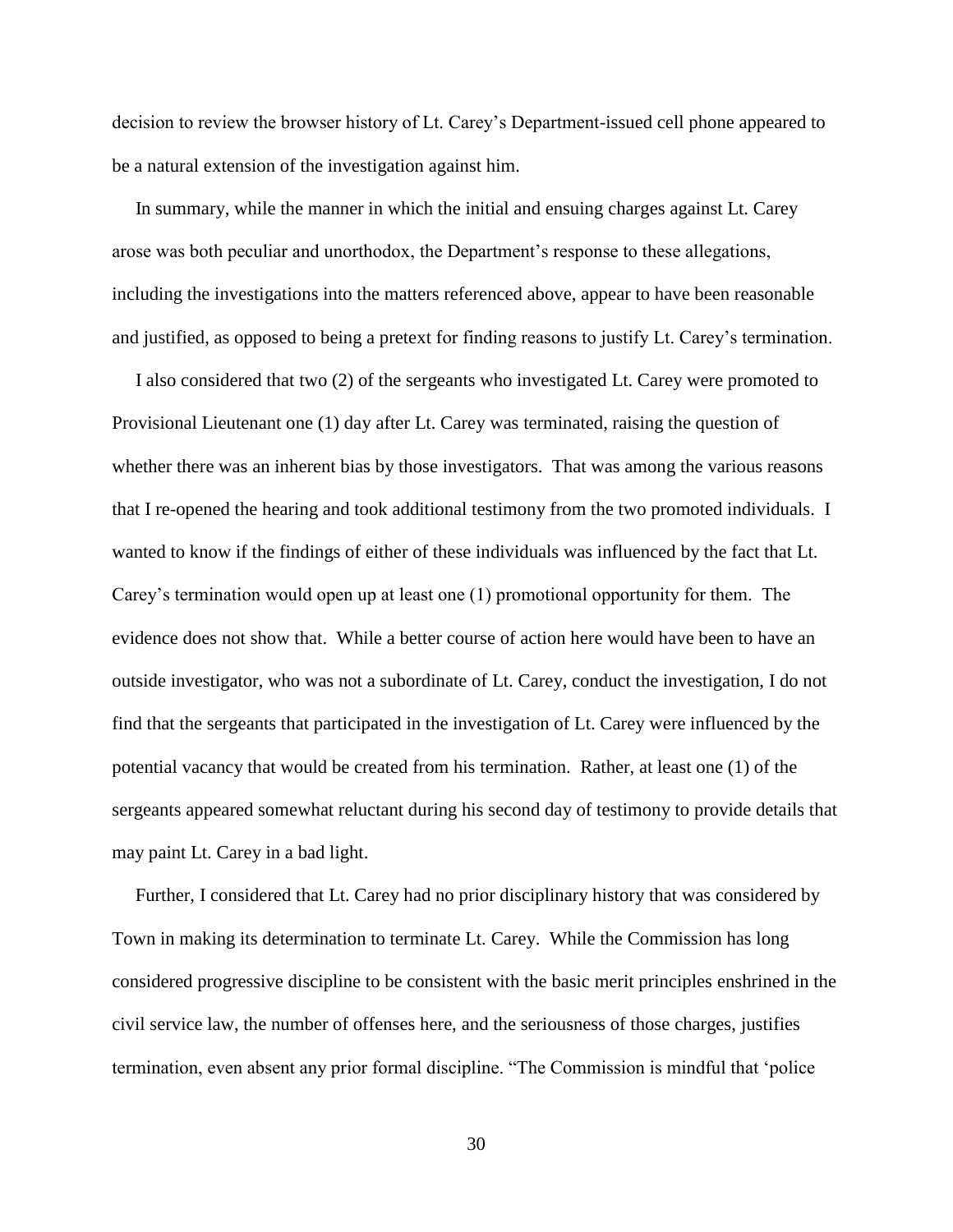decision to review the browser history of Lt. Carey's Department-issued cell phone appeared to be a natural extension of the investigation against him.

In summary, while the manner in which the initial and ensuing charges against Lt. Carey arose was both peculiar and unorthodox, the Department's response to these allegations, including the investigations into the matters referenced above, appear to have been reasonable and justified, as opposed to being a pretext for finding reasons to justify Lt. Carey's termination.

I also considered that two (2) of the sergeants who investigated Lt. Carey were promoted to Provisional Lieutenant one (1) day after Lt. Carey was terminated, raising the question of whether there was an inherent bias by those investigators. That was among the various reasons that I re-opened the hearing and took additional testimony from the two promoted individuals. I wanted to know if the findings of either of these individuals was influenced by the fact that Lt. Carey's termination would open up at least one (1) promotional opportunity for them. The evidence does not show that. While a better course of action here would have been to have an outside investigator, who was not a subordinate of Lt. Carey, conduct the investigation, I do not find that the sergeants that participated in the investigation of Lt. Carey were influenced by the potential vacancy that would be created from his termination. Rather, at least one (1) of the sergeants appeared somewhat reluctant during his second day of testimony to provide details that may paint Lt. Carey in a bad light.

Further, I considered that Lt. Carey had no prior disciplinary history that was considered by Town in making its determination to terminate Lt. Carey. While the Commission has long considered progressive discipline to be consistent with the basic merit principles enshrined in the civil service law, the number of offenses here, and the seriousness of those charges, justifies termination, even absent any prior formal discipline. "The Commission is mindful that 'police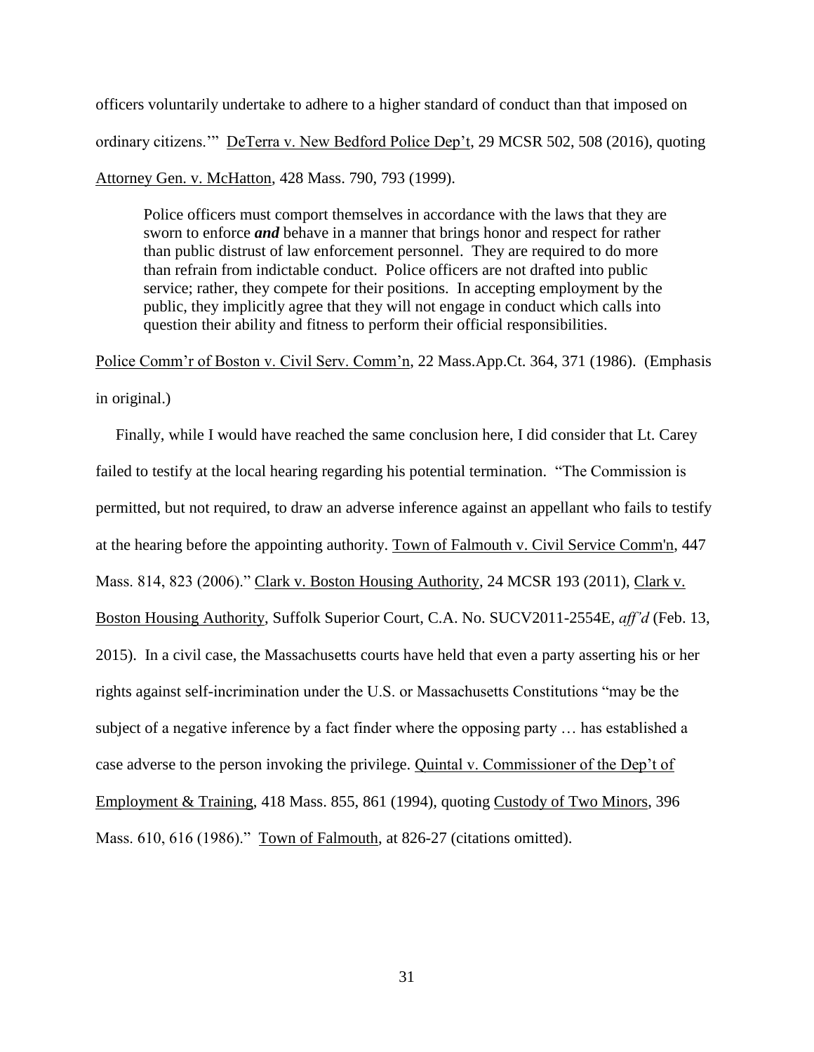officers voluntarily undertake to adhere to a higher standard of conduct than that imposed on ordinary citizens.'" DeTerra v. New Bedford Police Dep't, 29 MCSR 502, 508 (2016), quoting Attorney Gen. v. McHatton, 428 Mass. 790, 793 (1999).

> Police officers must comport themselves in accordance with the laws that they are sworn to enforce ***and*** behave in a manner that brings honor and respect for rather than public distrust of law enforcement personnel. They are required to do more than refrain from indictable conduct. Police officers are not drafted into public service; rather, they compete for their positions. In accepting employment by the public, they implicitly agree that they will not engage in conduct which calls into question their ability and fitness to perform their official responsibilities.

Police Comm'r of Boston v. Civil Serv. Comm'n, 22 Mass.App.Ct. 364, 371 (1986). (Emphasis in original.)

Finally, while I would have reached the same conclusion here, I did consider that Lt. Carey failed to testify at the local hearing regarding his potential termination. "The Commission is permitted, but not required, to draw an adverse inference against an appellant who fails to testify at the hearing before the appointing authority. Town of Falmouth v. Civil Service Comm'n, 447 Mass. 814, 823 (2006)." Clark v. Boston Housing Authority, 24 MCSR 193 (2011), Clark v. Boston Housing Authority, Suffolk Superior Court, C.A. No. SUCV2011-2554E, *aff'd* (Feb. 13, 2015). In a civil case, the Massachusetts courts have held that even a party asserting his or her rights against self-incrimination under the U.S. or Massachusetts Constitutions "may be the subject of a negative inference by a fact finder where the opposing party … has established a case adverse to the person invoking the privilege. Quintal v. Commissioner of the Dep't of Employment & Training, 418 Mass. 855, 861 (1994), quoting Custody of Two Minors, 396 Mass. 610, 616 (1986)." Town of Falmouth, at 826-27 (citations omitted).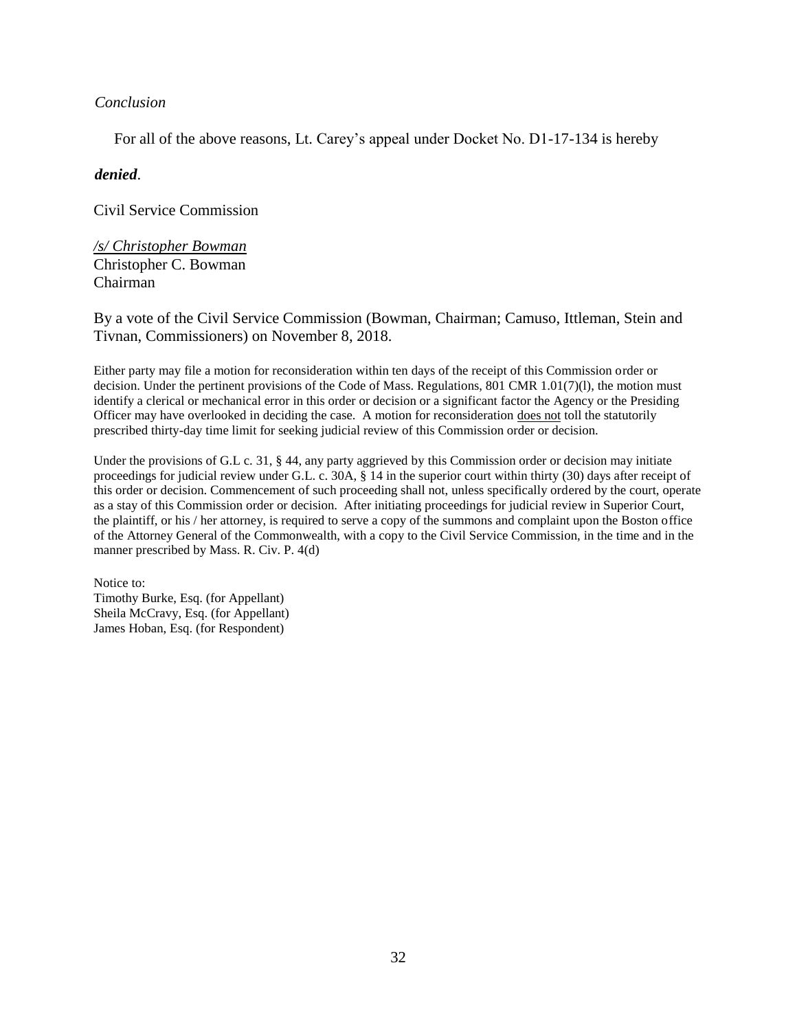*Conclusion*

For all of the above reasons, Lt. Carey's appeal under Docket No. D1-17-134 is hereby ***denied***.

Civil Service Commission

*/s/ Christopher Bowman*
Christopher C. Bowman
Chairman

By a vote of the Civil Service Commission (Bowman, Chairman; Camuso, Ittleman, Stein and Tivnan, Commissioners) on November 8, 2018.

Either party may file a motion for reconsideration within ten days of the receipt of this Commission order or decision. Under the pertinent provisions of the Code of Mass. Regulations, 801 CMR 1.01(7)(l), the motion must identify a clerical or mechanical error in this order or decision or a significant factor the Agency or the Presiding Officer may have overlooked in deciding the case. A motion for reconsideration does not toll the statutorily prescribed thirty-day time limit for seeking judicial review of this Commission order or decision.

Under the provisions of G.L c. 31, § 44, any party aggrieved by this Commission order or decision may initiate proceedings for judicial review under G.L. c. 30A, § 14 in the superior court within thirty (30) days after receipt of this order or decision. Commencement of such proceeding shall not, unless specifically ordered by the court, operate as a stay of this Commission order or decision. After initiating proceedings for judicial review in Superior Court, the plaintiff, or his / her attorney, is required to serve a copy of the summons and complaint upon the Boston office of the Attorney General of the Commonwealth, with a copy to the Civil Service Commission, in the time and in the manner prescribed by Mass. R. Civ. P. 4(d)

Notice to:
Timothy Burke, Esq. (for Appellant)
Sheila McCravy, Esq. (for Appellant)
James Hoban, Esq. (for Respondent)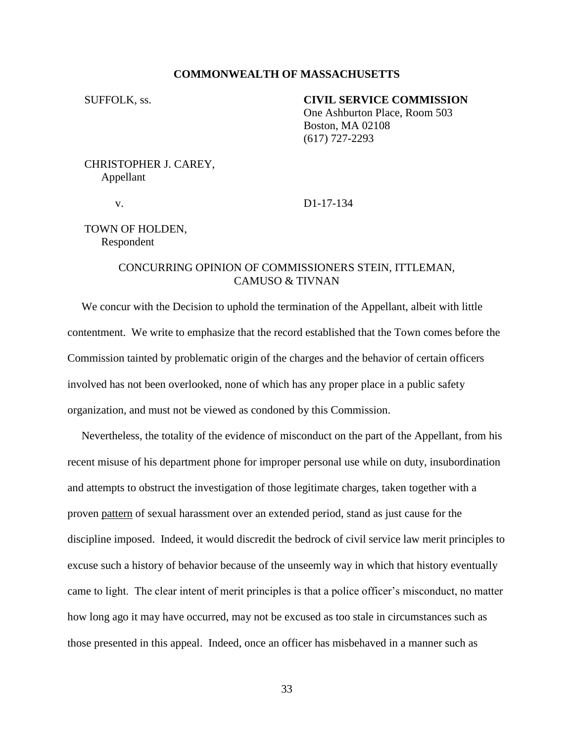**COMMONWEALTH OF MASSACHUSETTS**

SUFFOLK, ss.

**CIVIL SERVICE COMMISSION**
One Ashburton Place, Room 503
Boston, MA 02108
(617) 727-2293

CHRISTOPHER J. CAREY,
Appellant

v.

D1-17-134

TOWN OF HOLDEN,
Respondent

CONCURRING OPINION OF COMMISSIONERS STEIN, ITTLEMAN, CAMUSO & TIVNAN

We concur with the Decision to uphold the termination of the Appellant, albeit with little contentment. We write to emphasize that the record established that the Town comes before the Commission tainted by problematic origin of the charges and the behavior of certain officers involved has not been overlooked, none of which has any proper place in a public safety organization, and must not be viewed as condoned by this Commission.

Nevertheless, the totality of the evidence of misconduct on the part of the Appellant, from his recent misuse of his department phone for improper personal use while on duty, insubordination and attempts to obstruct the investigation of those legitimate charges, taken together with a proven <u>pattern</u> of sexual harassment over an extended period, stand as just cause for the discipline imposed. Indeed, it would discredit the bedrock of civil service law merit principles to excuse such a history of behavior because of the unseemly way in which that history eventually came to light. The clear intent of merit principles is that a police officer's misconduct, no matter how long ago it may have occurred, may not be excused as too stale in circumstances such as those presented in this appeal. Indeed, once an officer has misbehaved in a manner such as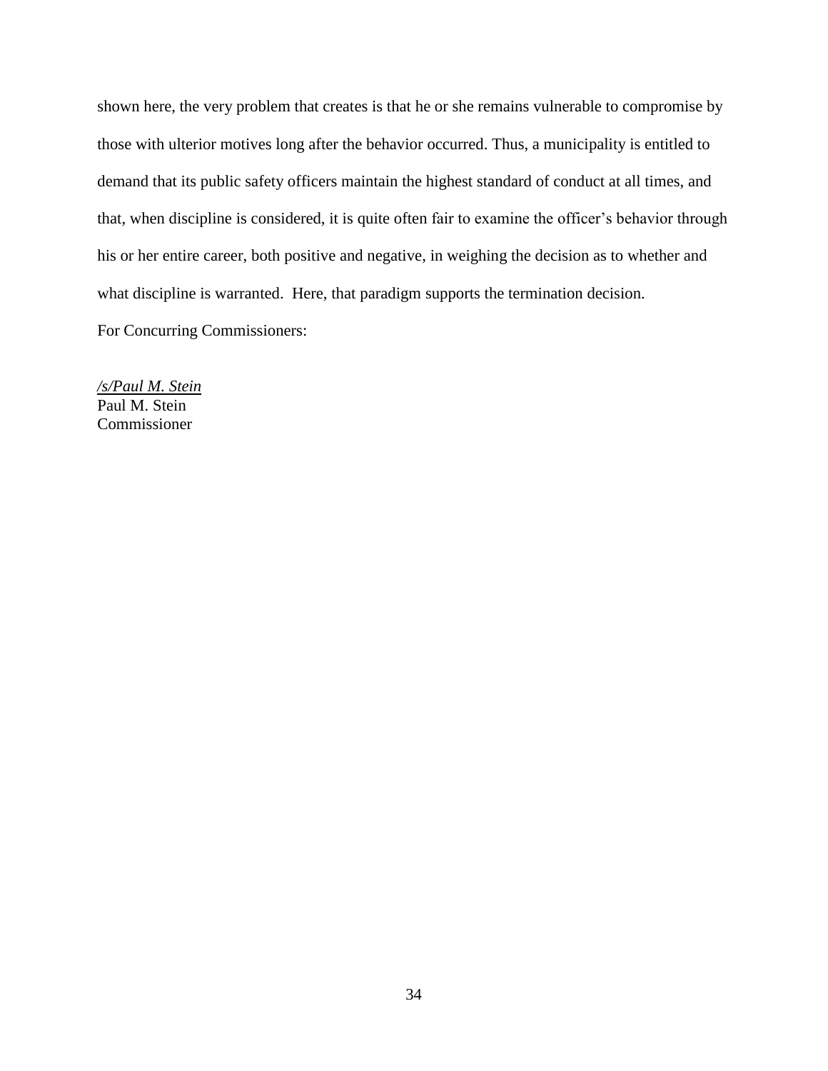shown here, the very problem that creates is that he or she remains vulnerable to compromise by those with ulterior motives long after the behavior occurred. Thus, a municipality is entitled to demand that its public safety officers maintain the highest standard of conduct at all times, and that, when discipline is considered, it is quite often fair to examine the officer's behavior through his or her entire career, both positive and negative, in weighing the decision as to whether and what discipline is warranted. Here, that paradigm supports the termination decision.

For Concurring Commissioners:

*/s/Paul M. Stein*
Paul M. Stein
Commissioner